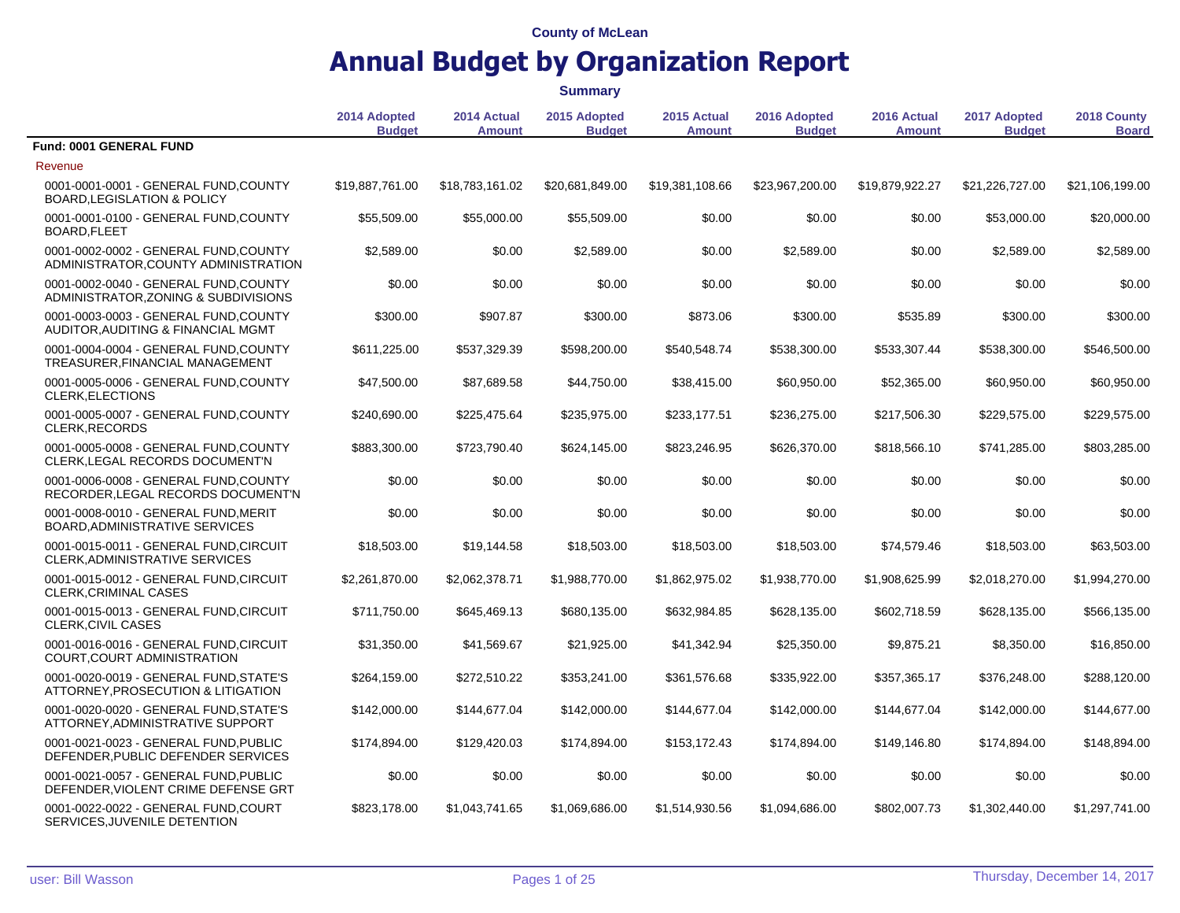County of McLean

# Annual Budget by Organization Report

**Summary**

| | 2014 Adopted Budget | 2014 Actual Amount | 2015 Adopted Budget | 2015 Actual Amount | 2016 Adopted Budget | 2016 Actual Amount | 2017 Adopted Budget | 2018 County Board |
|---|---|---|---|---|---|---|---|---|
| **Fund: 0001 GENERAL FUND** | | | | | | | | |
| Revenue | | | | | | | | |
| 0001-0001-0001 - GENERAL FUND,COUNTY BOARD,LEGISLATION & POLICY | $19,887,761.00 | $18,783,161.02 | $20,681,849.00 | $19,381,108.66 | $23,967,200.00 | $19,879,922.27 | $21,226,727.00 | $21,106,199.00 |
| 0001-0001-0100 - GENERAL FUND,COUNTY BOARD,FLEET | $55,509.00 | $55,000.00 | $55,509.00 | $0.00 | $0.00 | $0.00 | $53,000.00 | $20,000.00 |
| 0001-0002-0002 - GENERAL FUND,COUNTY ADMINISTRATOR,COUNTY ADMINISTRATION | $2,589.00 | $0.00 | $2,589.00 | $0.00 | $2,589.00 | $0.00 | $2,589.00 | $2,589.00 |
| 0001-0002-0040 - GENERAL FUND,COUNTY ADMINISTRATOR,ZONING & SUBDIVISIONS | $0.00 | $0.00 | $0.00 | $0.00 | $0.00 | $0.00 | $0.00 | $0.00 |
| 0001-0003-0003 - GENERAL FUND,COUNTY AUDITOR,AUDITING & FINANCIAL MGMT | $300.00 | $907.87 | $300.00 | $873.06 | $300.00 | $535.89 | $300.00 | $300.00 |
| 0001-0004-0004 - GENERAL FUND,COUNTY TREASURER,FINANCIAL MANAGEMENT | $611,225.00 | $537,329.39 | $598,200.00 | $540,548.74 | $538,300.00 | $533,307.44 | $538,300.00 | $546,500.00 |
| 0001-0005-0006 - GENERAL FUND,COUNTY CLERK,ELECTIONS | $47,500.00 | $87,689.58 | $44,750.00 | $38,415.00 | $60,950.00 | $52,365.00 | $60,950.00 | $60,950.00 |
| 0001-0005-0007 - GENERAL FUND,COUNTY CLERK,RECORDS | $240,690.00 | $225,475.64 | $235,975.00 | $233,177.51 | $236,275.00 | $217,506.30 | $229,575.00 | $229,575.00 |
| 0001-0005-0008 - GENERAL FUND,COUNTY CLERK,LEGAL RECORDS DOCUMENT'N | $883,300.00 | $723,790.40 | $624,145.00 | $823,246.95 | $626,370.00 | $818,566.10 | $741,285.00 | $803,285.00 |
| 0001-0006-0008 - GENERAL FUND,COUNTY RECORDER,LEGAL RECORDS DOCUMENT'N | $0.00 | $0.00 | $0.00 | $0.00 | $0.00 | $0.00 | $0.00 | $0.00 |
| 0001-0008-0010 - GENERAL FUND,MERIT BOARD,ADMINISTRATIVE SERVICES | $0.00 | $0.00 | $0.00 | $0.00 | $0.00 | $0.00 | $0.00 | $0.00 |
| 0001-0015-0011 - GENERAL FUND,CIRCUIT CLERK,ADMINISTRATIVE SERVICES | $18,503.00 | $19,144.58 | $18,503.00 | $18,503.00 | $18,503.00 | $74,579.46 | $18,503.00 | $63,503.00 |
| 0001-0015-0012 - GENERAL FUND,CIRCUIT CLERK,CRIMINAL CASES | $2,261,870.00 | $2,062,378.71 | $1,988,770.00 | $1,862,975.02 | $1,938,770.00 | $1,908,625.99 | $2,018,270.00 | $1,994,270.00 |
| 0001-0015-0013 - GENERAL FUND,CIRCUIT CLERK,CIVIL CASES | $711,750.00 | $645,469.13 | $680,135.00 | $632,984.85 | $628,135.00 | $602,718.59 | $628,135.00 | $566,135.00 |
| 0001-0016-0016 - GENERAL FUND,CIRCUIT COURT,COURT ADMINISTRATION | $31,350.00 | $41,569.67 | $21,925.00 | $41,342.94 | $25,350.00 | $9,875.21 | $8,350.00 | $16,850.00 |
| 0001-0020-0019 - GENERAL FUND,STATE'S ATTORNEY,PROSECUTION & LITIGATION | $264,159.00 | $272,510.22 | $353,241.00 | $361,576.68 | $335,922.00 | $357,365.17 | $376,248.00 | $288,120.00 |
| 0001-0020-0020 - GENERAL FUND,STATE'S ATTORNEY,ADMINISTRATIVE SUPPORT | $142,000.00 | $144,677.04 | $142,000.00 | $144,677.04 | $142,000.00 | $144,677.04 | $142,000.00 | $144,677.00 |
| 0001-0021-0023 - GENERAL FUND,PUBLIC DEFENDER,PUBLIC DEFENDER SERVICES | $174,894.00 | $129,420.03 | $174,894.00 | $153,172.43 | $174,894.00 | $149,146.80 | $174,894.00 | $148,894.00 |
| 0001-0021-0057 - GENERAL FUND,PUBLIC DEFENDER,VIOLENT CRIME DEFENSE GRT | $0.00 | $0.00 | $0.00 | $0.00 | $0.00 | $0.00 | $0.00 | $0.00 |
| 0001-0022-0022 - GENERAL FUND,COURT SERVICES,JUVENILE DETENTION | $823,178.00 | $1,043,741.65 | $1,069,686.00 | $1,514,930.56 | $1,094,686.00 | $802,007.73 | $1,302,440.00 | $1,297,741.00 |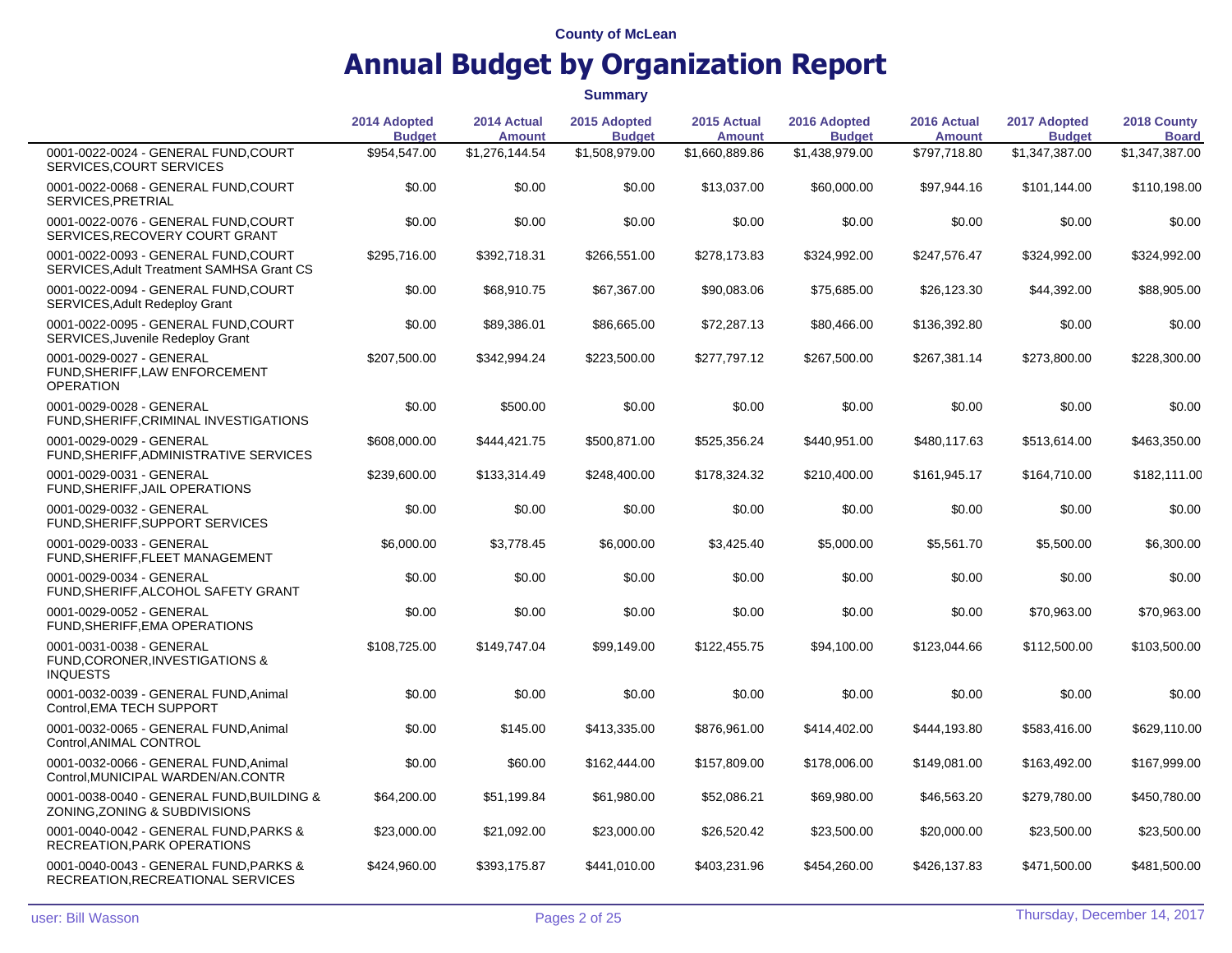County of McLean

# Annual Budget by Organization Report

**Summary**

| | 2014 Adopted Budget | 2014 Actual Amount | 2015 Adopted Budget | 2015 Actual Amount | 2016 Adopted Budget | 2016 Actual Amount | 2017 Adopted Budget | 2018 County Board |
|---|---|---|---|---|---|---|---|---|
| 0001-0022-0024 - GENERAL FUND,COURT SERVICES,COURT SERVICES | $954,547.00 | $1,276,144.54 | $1,508,979.00 | $1,660,889.86 | $1,438,979.00 | $797,718.80 | $1,347,387.00 | $1,347,387.00 |
| 0001-0022-0068 - GENERAL FUND,COURT SERVICES,PRETRIAL | $0.00 | $0.00 | $0.00 | $13,037.00 | $60,000.00 | $97,944.16 | $101,144.00 | $110,198.00 |
| 0001-0022-0076 - GENERAL FUND,COURT SERVICES,RECOVERY COURT GRANT | $0.00 | $0.00 | $0.00 | $0.00 | $0.00 | $0.00 | $0.00 | $0.00 |
| 0001-0022-0093 - GENERAL FUND,COURT SERVICES,Adult Treatment SAMHSA Grant CS | $295,716.00 | $392,718.31 | $266,551.00 | $278,173.83 | $324,992.00 | $247,576.47 | $324,992.00 | $324,992.00 |
| 0001-0022-0094 - GENERAL FUND,COURT SERVICES,Adult Redeploy Grant | $0.00 | $68,910.75 | $67,367.00 | $90,083.06 | $75,685.00 | $26,123.30 | $44,392.00 | $88,905.00 |
| 0001-0022-0095 - GENERAL FUND,COURT SERVICES,Juvenile Redeploy Grant | $0.00 | $89,386.01 | $86,665.00 | $72,287.13 | $80,466.00 | $136,392.80 | $0.00 | $0.00 |
| 0001-0029-0027 - GENERAL FUND,SHERIFF,LAW ENFORCEMENT OPERATION | $207,500.00 | $342,994.24 | $223,500.00 | $277,797.12 | $267,500.00 | $267,381.14 | $273,800.00 | $228,300.00 |
| 0001-0029-0028 - GENERAL FUND,SHERIFF,CRIMINAL INVESTIGATIONS | $0.00 | $500.00 | $0.00 | $0.00 | $0.00 | $0.00 | $0.00 | $0.00 |
| 0001-0029-0029 - GENERAL FUND,SHERIFF,ADMINISTRATIVE SERVICES | $608,000.00 | $444,421.75 | $500,871.00 | $525,356.24 | $440,951.00 | $480,117.63 | $513,614.00 | $463,350.00 |
| 0001-0029-0031 - GENERAL FUND,SHERIFF,JAIL OPERATIONS | $239,600.00 | $133,314.49 | $248,400.00 | $178,324.32 | $210,400.00 | $161,945.17 | $164,710.00 | $182,111.00 |
| 0001-0029-0032 - GENERAL FUND,SHERIFF,SUPPORT SERVICES | $0.00 | $0.00 | $0.00 | $0.00 | $0.00 | $0.00 | $0.00 | $0.00 |
| 0001-0029-0033 - GENERAL FUND,SHERIFF,FLEET MANAGEMENT | $6,000.00 | $3,778.45 | $6,000.00 | $3,425.40 | $5,000.00 | $5,561.70 | $5,500.00 | $6,300.00 |
| 0001-0029-0034 - GENERAL FUND,SHERIFF,ALCOHOL SAFETY GRANT | $0.00 | $0.00 | $0.00 | $0.00 | $0.00 | $0.00 | $0.00 | $0.00 |
| 0001-0029-0052 - GENERAL FUND,SHERIFF,EMA OPERATIONS | $0.00 | $0.00 | $0.00 | $0.00 | $0.00 | $0.00 | $70,963.00 | $70,963.00 |
| 0001-0031-0038 - GENERAL FUND,CORONER,INVESTIGATIONS & INQUESTS | $108,725.00 | $149,747.04 | $99,149.00 | $122,455.75 | $94,100.00 | $123,044.66 | $112,500.00 | $103,500.00 |
| 0001-0032-0039 - GENERAL FUND,Animal Control,EMA TECH SUPPORT | $0.00 | $0.00 | $0.00 | $0.00 | $0.00 | $0.00 | $0.00 | $0.00 |
| 0001-0032-0065 - GENERAL FUND,Animal Control,ANIMAL CONTROL | $0.00 | $145.00 | $413,335.00 | $876,961.00 | $414,402.00 | $444,193.80 | $583,416.00 | $629,110.00 |
| 0001-0032-0066 - GENERAL FUND,Animal Control,MUNICIPAL WARDEN/AN.CONTR | $0.00 | $60.00 | $162,444.00 | $157,809.00 | $178,006.00 | $149,081.00 | $163,492.00 | $167,999.00 |
| 0001-0038-0040 - GENERAL FUND,BUILDING & ZONING,ZONING & SUBDIVISIONS | $64,200.00 | $51,199.84 | $61,980.00 | $52,086.21 | $69,980.00 | $46,563.20 | $279,780.00 | $450,780.00 |
| 0001-0040-0042 - GENERAL FUND,PARKS & RECREATION,PARK OPERATIONS | $23,000.00 | $21,092.00 | $23,000.00 | $26,520.42 | $23,500.00 | $20,000.00 | $23,500.00 | $23,500.00 |
| 0001-0040-0043 - GENERAL FUND,PARKS & RECREATION,RECREATIONAL SERVICES | $424,960.00 | $393,175.87 | $441,010.00 | $403,231.96 | $454,260.00 | $426,137.83 | $471,500.00 | $481,500.00 |

user: Bill Wasson | Thursday, December 14, 2017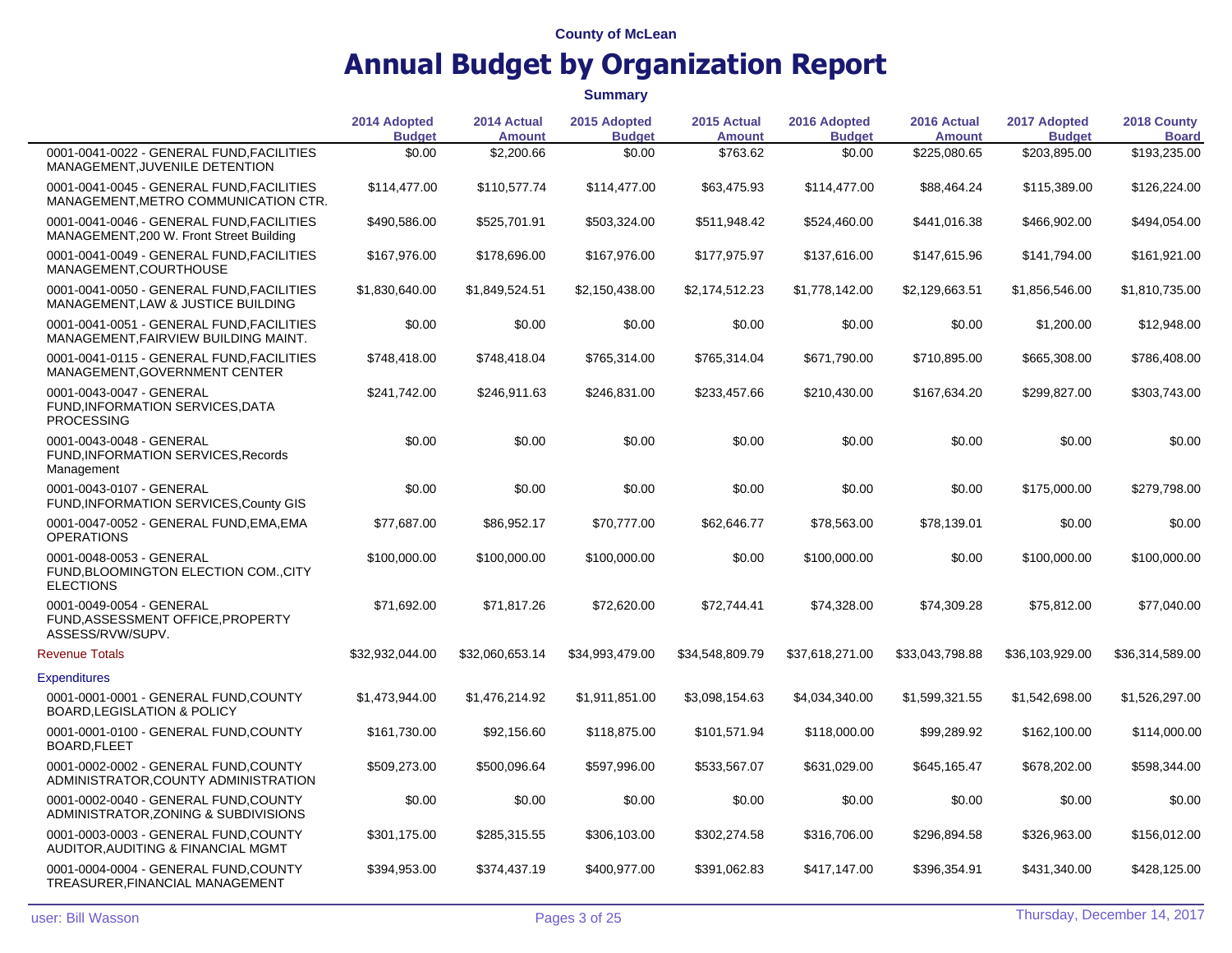County of McLean

# Annual Budget by Organization Report

**Summary**

| | 2014 Adopted Budget | 2014 Actual Amount | 2015 Adopted Budget | 2015 Actual Amount | 2016 Adopted Budget | 2016 Actual Amount | 2017 Adopted Budget | 2018 County Board |
|---|---|---|---|---|---|---|---|---|
| 0001-0041-0022 - GENERAL FUND,FACILITIES MANAGEMENT,JUVENILE DETENTION | $0.00 | $2,200.66 | $0.00 | $763.62 | $0.00 | $225,080.65 | $203,895.00 | $193,235.00 |
| 0001-0041-0045 - GENERAL FUND,FACILITIES MANAGEMENT,METRO COMMUNICATION CTR. | $114,477.00 | $110,577.74 | $114,477.00 | $63,475.93 | $114,477.00 | $88,464.24 | $115,389.00 | $126,224.00 |
| 0001-0041-0046 - GENERAL FUND,FACILITIES MANAGEMENT,200 W. Front Street Building | $490,586.00 | $525,701.91 | $503,324.00 | $511,948.42 | $524,460.00 | $441,016.38 | $466,902.00 | $494,054.00 |
| 0001-0041-0049 - GENERAL FUND,FACILITIES MANAGEMENT,COURTHOUSE | $167,976.00 | $178,696.00 | $167,976.00 | $177,975.97 | $137,616.00 | $147,615.96 | $141,794.00 | $161,921.00 |
| 0001-0041-0050 - GENERAL FUND,FACILITIES MANAGEMENT,LAW & JUSTICE BUILDING | $1,830,640.00 | $1,849,524.51 | $2,150,438.00 | $2,174,512.23 | $1,778,142.00 | $2,129,663.51 | $1,856,546.00 | $1,810,735.00 |
| 0001-0041-0051 - GENERAL FUND,FACILITIES MANAGEMENT,FAIRVIEW BUILDING MAINT. | $0.00 | $0.00 | $0.00 | $0.00 | $0.00 | $0.00 | $1,200.00 | $12,948.00 |
| 0001-0041-0115 - GENERAL FUND,FACILITIES MANAGEMENT,GOVERNMENT CENTER | $748,418.00 | $748,418.04 | $765,314.00 | $765,314.04 | $671,790.00 | $710,895.00 | $665,308.00 | $786,408.00 |
| 0001-0043-0047 - GENERAL FUND,INFORMATION SERVICES,DATA PROCESSING | $241,742.00 | $246,911.63 | $246,831.00 | $233,457.66 | $210,430.00 | $167,634.20 | $299,827.00 | $303,743.00 |
| 0001-0043-0048 - GENERAL FUND,INFORMATION SERVICES,Records Management | $0.00 | $0.00 | $0.00 | $0.00 | $0.00 | $0.00 | $0.00 | $0.00 |
| 0001-0043-0107 - GENERAL FUND,INFORMATION SERVICES,County GIS | $0.00 | $0.00 | $0.00 | $0.00 | $0.00 | $0.00 | $175,000.00 | $279,798.00 |
| 0001-0047-0052 - GENERAL FUND,EMA,EMA OPERATIONS | $77,687.00 | $86,952.17 | $70,777.00 | $62,646.77 | $78,563.00 | $78,139.01 | $0.00 | $0.00 |
| 0001-0048-0053 - GENERAL FUND,BLOOMINGTON ELECTION COM.,CITY ELECTIONS | $100,000.00 | $100,000.00 | $100,000.00 | $0.00 | $100,000.00 | $0.00 | $100,000.00 | $100,000.00 |
| 0001-0049-0054 - GENERAL FUND,ASSESSMENT OFFICE,PROPERTY ASSESS/RVW/SUPV. | $71,692.00 | $71,817.26 | $72,620.00 | $72,744.41 | $74,328.00 | $74,309.28 | $75,812.00 | $77,040.00 |
| Revenue Totals | $32,932,044.00 | $32,060,653.14 | $34,993,479.00 | $34,548,809.79 | $37,618,271.00 | $33,043,798.88 | $36,103,929.00 | $36,314,589.00 |
| Expenditures | | | | | | | | |
| 0001-0001-0001 - GENERAL FUND,COUNTY BOARD,LEGISLATION & POLICY | $1,473,944.00 | $1,476,214.92 | $1,911,851.00 | $3,098,154.63 | $4,034,340.00 | $1,599,321.55 | $1,542,698.00 | $1,526,297.00 |
| 0001-0001-0100 - GENERAL FUND,COUNTY BOARD,FLEET | $161,730.00 | $92,156.60 | $118,875.00 | $101,571.94 | $118,000.00 | $99,289.92 | $162,100.00 | $114,000.00 |
| 0001-0002-0002 - GENERAL FUND,COUNTY ADMINISTRATOR,COUNTY ADMINISTRATION | $509,273.00 | $500,096.64 | $597,996.00 | $533,567.07 | $631,029.00 | $645,165.47 | $678,202.00 | $598,344.00 |
| 0001-0002-0040 - GENERAL FUND,COUNTY ADMINISTRATOR,ZONING & SUBDIVISIONS | $0.00 | $0.00 | $0.00 | $0.00 | $0.00 | $0.00 | $0.00 | $0.00 |
| 0001-0003-0003 - GENERAL FUND,COUNTY AUDITOR,AUDITING & FINANCIAL MGMT | $301,175.00 | $285,315.55 | $306,103.00 | $302,274.58 | $316,706.00 | $296,894.58 | $326,963.00 | $156,012.00 |
| 0001-0004-0004 - GENERAL FUND,COUNTY TREASURER,FINANCIAL MANAGEMENT | $394,953.00 | $374,437.19 | $400,977.00 | $391,062.83 | $417,147.00 | $396,354.91 | $431,340.00 | $428,125.00 |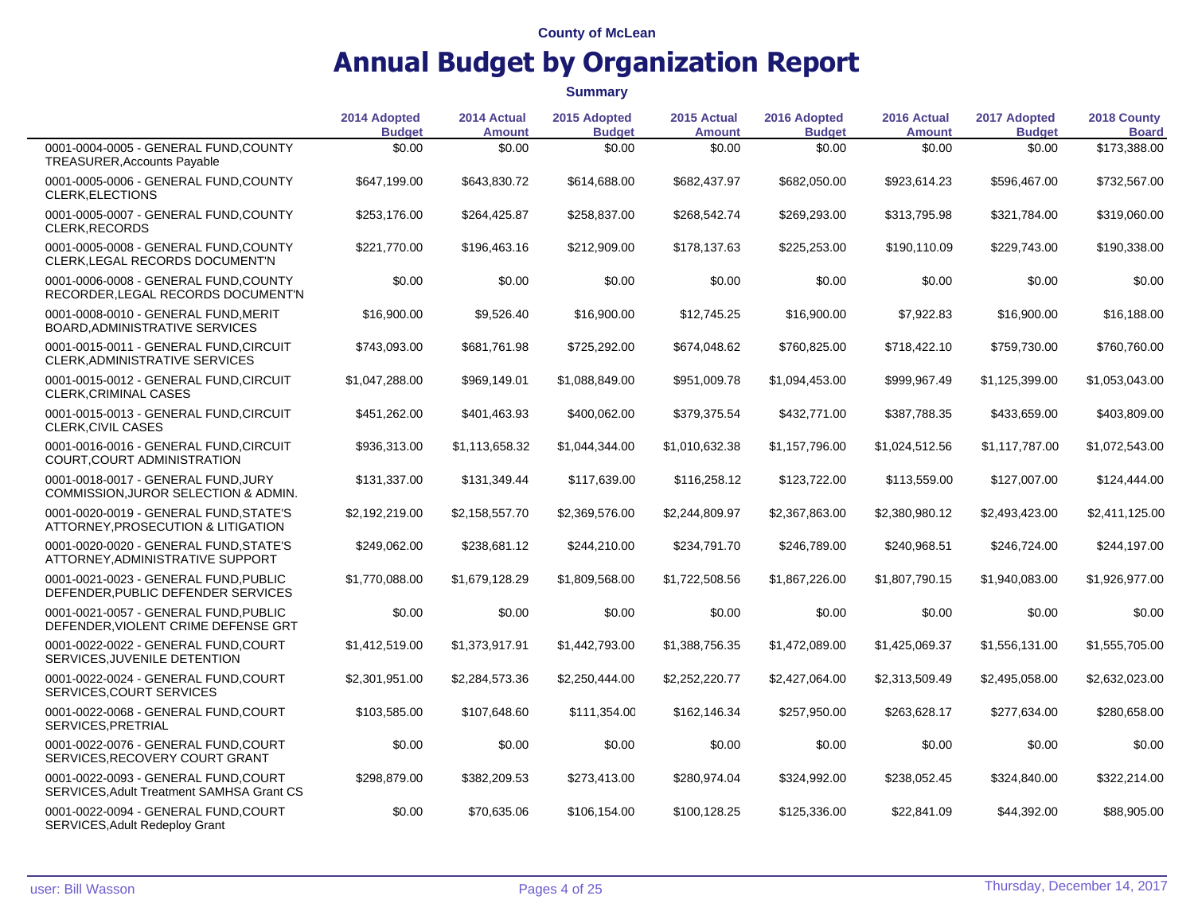County of McLean

# Annual Budget by Organization Report

**Summary**

| | 2014 Adopted Budget | 2014 Actual Amount | 2015 Adopted Budget | 2015 Actual Amount | 2016 Adopted Budget | 2016 Actual Amount | 2017 Adopted Budget | 2018 County Board |
|---|---|---|---|---|---|---|---|---|
| 0001-0004-0005 - GENERAL FUND,COUNTY TREASURER,Accounts Payable | $0.00 | $0.00 | $0.00 | $0.00 | $0.00 | $0.00 | $0.00 | $173,388.00 |
| 0001-0005-0006 - GENERAL FUND,COUNTY CLERK,ELECTIONS | $647,199.00 | $643,830.72 | $614,688.00 | $682,437.97 | $682,050.00 | $923,614.23 | $596,467.00 | $732,567.00 |
| 0001-0005-0007 - GENERAL FUND,COUNTY CLERK,RECORDS | $253,176.00 | $264,425.87 | $258,837.00 | $268,542.74 | $269,293.00 | $313,795.98 | $321,784.00 | $319,060.00 |
| 0001-0005-0008 - GENERAL FUND,COUNTY CLERK,LEGAL RECORDS DOCUMENT'N | $221,770.00 | $196,463.16 | $212,909.00 | $178,137.63 | $225,253.00 | $190,110.09 | $229,743.00 | $190,338.00 |
| 0001-0006-0008 - GENERAL FUND,COUNTY RECORDER,LEGAL RECORDS DOCUMENT'N | $0.00 | $0.00 | $0.00 | $0.00 | $0.00 | $0.00 | $0.00 | $0.00 |
| 0001-0008-0010 - GENERAL FUND,MERIT BOARD,ADMINISTRATIVE SERVICES | $16,900.00 | $9,526.40 | $16,900.00 | $12,745.25 | $16,900.00 | $7,922.83 | $16,900.00 | $16,188.00 |
| 0001-0015-0011 - GENERAL FUND,CIRCUIT CLERK,ADMINISTRATIVE SERVICES | $743,093.00 | $681,761.98 | $725,292.00 | $674,048.62 | $760,825.00 | $718,422.10 | $759,730.00 | $760,760.00 |
| 0001-0015-0012 - GENERAL FUND,CIRCUIT CLERK,CRIMINAL CASES | $1,047,288.00 | $969,149.01 | $1,088,849.00 | $951,009.78 | $1,094,453.00 | $999,967.49 | $1,125,399.00 | $1,053,043.00 |
| 0001-0015-0013 - GENERAL FUND,CIRCUIT CLERK,CIVIL CASES | $451,262.00 | $401,463.93 | $400,062.00 | $379,375.54 | $432,771.00 | $387,788.35 | $433,659.00 | $403,809.00 |
| 0001-0016-0016 - GENERAL FUND,CIRCUIT COURT,COURT ADMINISTRATION | $936,313.00 | $1,113,658.32 | $1,044,344.00 | $1,010,632.38 | $1,157,796.00 | $1,024,512.56 | $1,117,787.00 | $1,072,543.00 |
| 0001-0018-0017 - GENERAL FUND,JURY COMMISSION,JUROR SELECTION & ADMIN. | $131,337.00 | $131,349.44 | $117,639.00 | $116,258.12 | $123,722.00 | $113,559.00 | $127,007.00 | $124,444.00 |
| 0001-0020-0019 - GENERAL FUND,STATE'S ATTORNEY,PROSECUTION & LITIGATION | $2,192,219.00 | $2,158,557.70 | $2,369,576.00 | $2,244,809.97 | $2,367,863.00 | $2,380,980.12 | $2,493,423.00 | $2,411,125.00 |
| 0001-0020-0020 - GENERAL FUND,STATE'S ATTORNEY,ADMINISTRATIVE SUPPORT | $249,062.00 | $238,681.12 | $244,210.00 | $234,791.70 | $246,789.00 | $240,968.51 | $246,724.00 | $244,197.00 |
| 0001-0021-0023 - GENERAL FUND,PUBLIC DEFENDER,PUBLIC DEFENDER SERVICES | $1,770,088.00 | $1,679,128.29 | $1,809,568.00 | $1,722,508.56 | $1,867,226.00 | $1,807,790.15 | $1,940,083.00 | $1,926,977.00 |
| 0001-0021-0057 - GENERAL FUND,PUBLIC DEFENDER,VIOLENT CRIME DEFENSE GRT | $0.00 | $0.00 | $0.00 | $0.00 | $0.00 | $0.00 | $0.00 | $0.00 |
| 0001-0022-0022 - GENERAL FUND,COURT SERVICES,JUVENILE DETENTION | $1,412,519.00 | $1,373,917.91 | $1,442,793.00 | $1,388,756.35 | $1,472,089.00 | $1,425,069.37 | $1,556,131.00 | $1,555,705.00 |
| 0001-0022-0024 - GENERAL FUND,COURT SERVICES,COURT SERVICES | $2,301,951.00 | $2,284,573.36 | $2,250,444.00 | $2,252,220.77 | $2,427,064.00 | $2,313,509.49 | $2,495,058.00 | $2,632,023.00 |
| 0001-0022-0068 - GENERAL FUND,COURT SERVICES,PRETRIAL | $103,585.00 | $107,648.60 | $111,354.00 | $162,146.34 | $257,950.00 | $263,628.17 | $277,634.00 | $280,658.00 |
| 0001-0022-0076 - GENERAL FUND,COURT SERVICES,RECOVERY COURT GRANT | $0.00 | $0.00 | $0.00 | $0.00 | $0.00 | $0.00 | $0.00 | $0.00 |
| 0001-0022-0093 - GENERAL FUND,COURT SERVICES,Adult Treatment SAMHSA Grant CS | $298,879.00 | $382,209.53 | $273,413.00 | $280,974.04 | $324,992.00 | $238,052.45 | $324,840.00 | $322,214.00 |
| 0001-0022-0094 - GENERAL FUND,COURT SERVICES,Adult Redeploy Grant | $0.00 | $70,635.06 | $106,154.00 | $100,128.25 | $125,336.00 | $22,841.09 | $44,392.00 | $88,905.00 |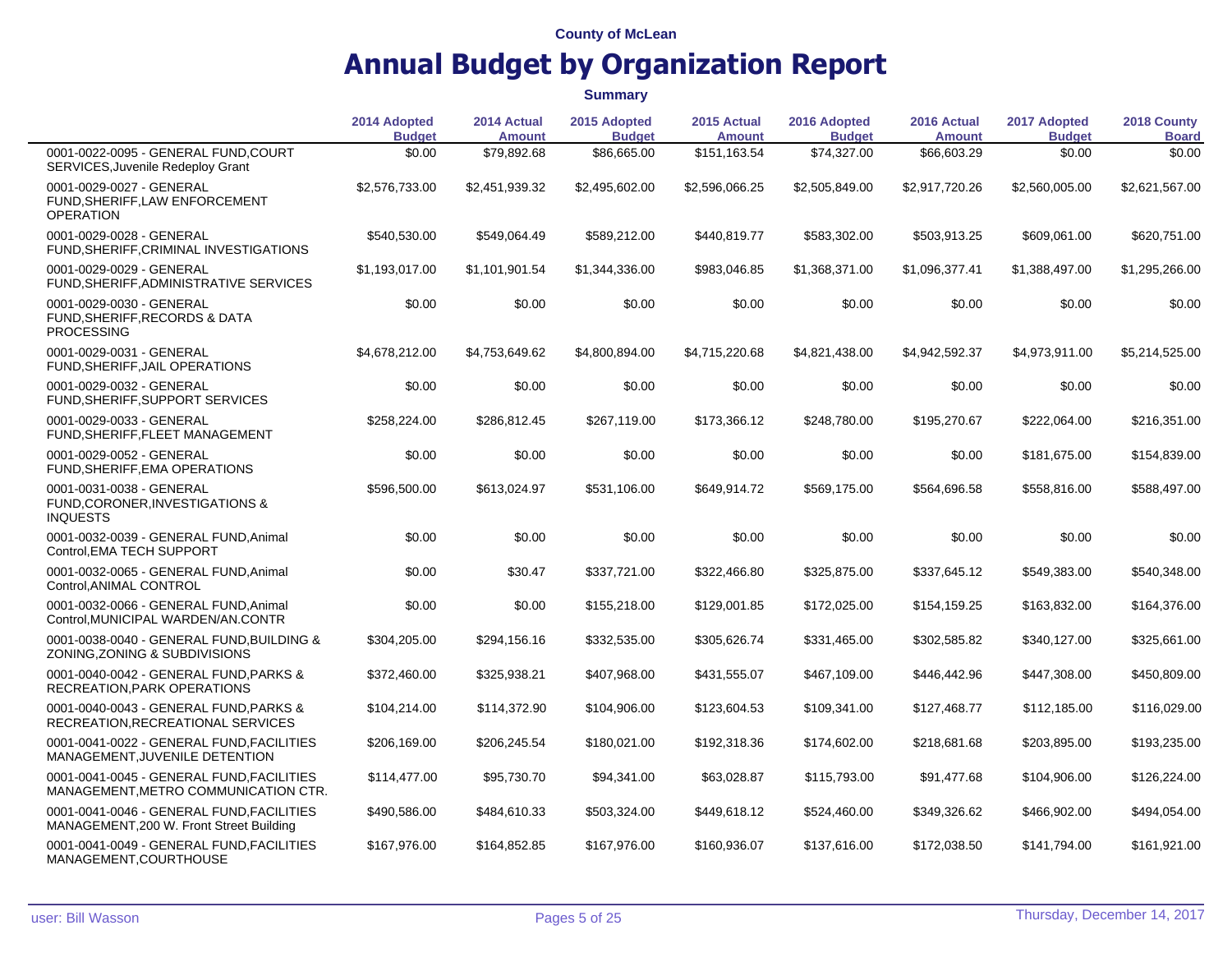County of McLean

# Annual Budget by Organization Report

**Summary**

| | 2014 Adopted Budget | 2014 Actual Amount | 2015 Adopted Budget | 2015 Actual Amount | 2016 Adopted Budget | 2016 Actual Amount | 2017 Adopted Budget | 2018 County Board |
|---|---|---|---|---|---|---|---|---|
| 0001-0022-0095 - GENERAL FUND,COURT SERVICES,Juvenile Redeploy Grant | $0.00 | $79,892.68 | $86,665.00 | $151,163.54 | $74,327.00 | $66,603.29 | $0.00 | $0.00 |
| 0001-0029-0027 - GENERAL FUND,SHERIFF,LAW ENFORCEMENT OPERATION | $2,576,733.00 | $2,451,939.32 | $2,495,602.00 | $2,596,066.25 | $2,505,849.00 | $2,917,720.26 | $2,560,005.00 | $2,621,567.00 |
| 0001-0029-0028 - GENERAL FUND,SHERIFF,CRIMINAL INVESTIGATIONS | $540,530.00 | $549,064.49 | $589,212.00 | $440,819.77 | $583,302.00 | $503,913.25 | $609,061.00 | $620,751.00 |
| 0001-0029-0029 - GENERAL FUND,SHERIFF,ADMINISTRATIVE SERVICES | $1,193,017.00 | $1,101,901.54 | $1,344,336.00 | $983,046.85 | $1,368,371.00 | $1,096,377.41 | $1,388,497.00 | $1,295,266.00 |
| 0001-0029-0030 - GENERAL FUND,SHERIFF,RECORDS & DATA PROCESSING | $0.00 | $0.00 | $0.00 | $0.00 | $0.00 | $0.00 | $0.00 | $0.00 |
| 0001-0029-0031 - GENERAL FUND,SHERIFF,JAIL OPERATIONS | $4,678,212.00 | $4,753,649.62 | $4,800,894.00 | $4,715,220.68 | $4,821,438.00 | $4,942,592.37 | $4,973,911.00 | $5,214,525.00 |
| 0001-0029-0032 - GENERAL FUND,SHERIFF,SUPPORT SERVICES | $0.00 | $0.00 | $0.00 | $0.00 | $0.00 | $0.00 | $0.00 | $0.00 |
| 0001-0029-0033 - GENERAL FUND,SHERIFF,FLEET MANAGEMENT | $258,224.00 | $286,812.45 | $267,119.00 | $173,366.12 | $248,780.00 | $195,270.67 | $222,064.00 | $216,351.00 |
| 0001-0029-0052 - GENERAL FUND,SHERIFF,EMA OPERATIONS | $0.00 | $0.00 | $0.00 | $0.00 | $0.00 | $0.00 | $181,675.00 | $154,839.00 |
| 0001-0031-0038 - GENERAL FUND,CORONER,INVESTIGATIONS & INQUESTS | $596,500.00 | $613,024.97 | $531,106.00 | $649,914.72 | $569,175.00 | $564,696.58 | $558,816.00 | $588,497.00 |
| 0001-0032-0039 - GENERAL FUND,Animal Control,EMA TECH SUPPORT | $0.00 | $0.00 | $0.00 | $0.00 | $0.00 | $0.00 | $0.00 | $0.00 |
| 0001-0032-0065 - GENERAL FUND,Animal Control,ANIMAL CONTROL | $0.00 | $30.47 | $337,721.00 | $322,466.80 | $325,875.00 | $337,645.12 | $549,383.00 | $540,348.00 |
| 0001-0032-0066 - GENERAL FUND,Animal Control,MUNICIPAL WARDEN/AN.CONTR | $0.00 | $0.00 | $155,218.00 | $129,001.85 | $172,025.00 | $154,159.25 | $163,832.00 | $164,376.00 |
| 0001-0038-0040 - GENERAL FUND,BUILDING & ZONING,ZONING & SUBDIVISIONS | $304,205.00 | $294,156.16 | $332,535.00 | $305,626.74 | $331,465.00 | $302,585.82 | $340,127.00 | $325,661.00 |
| 0001-0040-0042 - GENERAL FUND,PARKS & RECREATION,PARK OPERATIONS | $372,460.00 | $325,938.21 | $407,968.00 | $431,555.07 | $467,109.00 | $446,442.96 | $447,308.00 | $450,809.00 |
| 0001-0040-0043 - GENERAL FUND,PARKS & RECREATION,RECREATIONAL SERVICES | $104,214.00 | $114,372.90 | $104,906.00 | $123,604.53 | $109,341.00 | $127,468.77 | $112,185.00 | $116,029.00 |
| 0001-0041-0022 - GENERAL FUND,FACILITIES MANAGEMENT,JUVENILE DETENTION | $206,169.00 | $206,245.54 | $180,021.00 | $192,318.36 | $174,602.00 | $218,681.68 | $203,895.00 | $193,235.00 |
| 0001-0041-0045 - GENERAL FUND,FACILITIES MANAGEMENT,METRO COMMUNICATION CTR. | $114,477.00 | $95,730.70 | $94,341.00 | $63,028.87 | $115,793.00 | $91,477.68 | $104,906.00 | $126,224.00 |
| 0001-0041-0046 - GENERAL FUND,FACILITIES MANAGEMENT,200 W. Front Street Building | $490,586.00 | $484,610.33 | $503,324.00 | $449,618.12 | $524,460.00 | $349,326.62 | $466,902.00 | $494,054.00 |
| 0001-0041-0049 - GENERAL FUND,FACILITIES MANAGEMENT,COURTHOUSE | $167,976.00 | $164,852.85 | $167,976.00 | $160,936.07 | $137,616.00 | $172,038.50 | $141,794.00 | $161,921.00 |

user: Bill Wasson

Thursday, December 14, 2017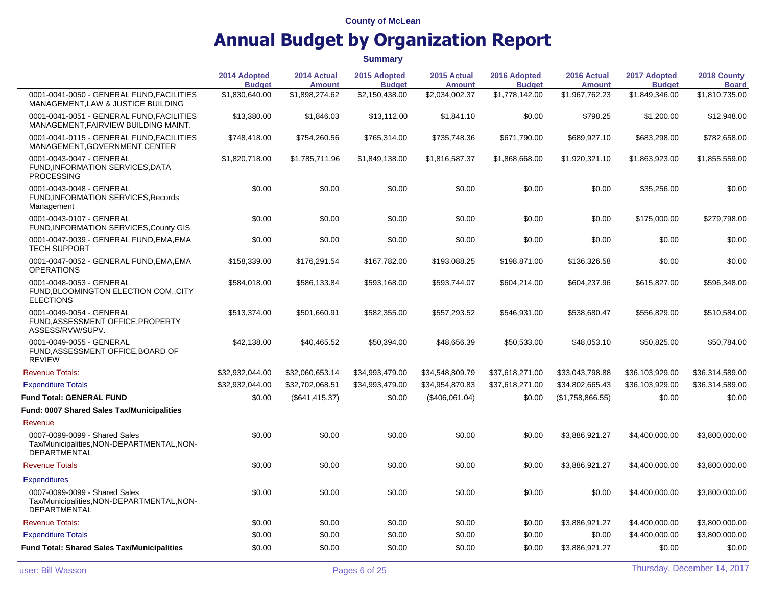County of McLean

# Annual Budget by Organization Report

**Summary**

| | 2014 Adopted Budget | 2014 Actual Amount | 2015 Adopted Budget | 2015 Actual Amount | 2016 Adopted Budget | 2016 Actual Amount | 2017 Adopted Budget | 2018 County Board |
|---|---|---|---|---|---|---|---|---|
| 0001-0041-0050 - GENERAL FUND,FACILITIES MANAGEMENT,LAW & JUSTICE BUILDING | $1,830,640.00 | $1,898,274.62 | $2,150,438.00 | $2,034,002.37 | $1,778,142.00 | $1,967,762.23 | $1,849,346.00 | $1,810,735.00 |
| 0001-0041-0051 - GENERAL FUND,FACILITIES MANAGEMENT,FAIRVIEW BUILDING MAINT. | $13,380.00 | $1,846.03 | $13,112.00 | $1,841.10 | $0.00 | $798.25 | $1,200.00 | $12,948.00 |
| 0001-0041-0115 - GENERAL FUND,FACILITIES MANAGEMENT,GOVERNMENT CENTER | $748,418.00 | $754,260.56 | $765,314.00 | $735,748.36 | $671,790.00 | $689,927.10 | $683,298.00 | $782,658.00 |
| 0001-0043-0047 - GENERAL FUND,INFORMATION SERVICES,DATA PROCESSING | $1,820,718.00 | $1,785,711.96 | $1,849,138.00 | $1,816,587.37 | $1,868,668.00 | $1,920,321.10 | $1,863,923.00 | $1,855,559.00 |
| 0001-0043-0048 - GENERAL FUND,INFORMATION SERVICES,Records Management | $0.00 | $0.00 | $0.00 | $0.00 | $0.00 | $0.00 | $35,256.00 | $0.00 |
| 0001-0043-0107 - GENERAL FUND,INFORMATION SERVICES,County GIS | $0.00 | $0.00 | $0.00 | $0.00 | $0.00 | $0.00 | $175,000.00 | $279,798.00 |
| 0001-0047-0039 - GENERAL FUND,EMA,EMA TECH SUPPORT | $0.00 | $0.00 | $0.00 | $0.00 | $0.00 | $0.00 | $0.00 | $0.00 |
| 0001-0047-0052 - GENERAL FUND,EMA,EMA OPERATIONS | $158,339.00 | $176,291.54 | $167,782.00 | $193,088.25 | $198,871.00 | $136,326.58 | $0.00 | $0.00 |
| 0001-0048-0053 - GENERAL FUND,BLOOMINGTON ELECTION COM.,CITY ELECTIONS | $584,018.00 | $586,133.84 | $593,168.00 | $593,744.07 | $604,214.00 | $604,237.96 | $615,827.00 | $596,348.00 |
| 0001-0049-0054 - GENERAL FUND,ASSESSMENT OFFICE,PROPERTY ASSESS/RVW/SUPV. | $513,374.00 | $501,660.91 | $582,355.00 | $557,293.52 | $546,931.00 | $538,680.47 | $556,829.00 | $510,584.00 |
| 0001-0049-0055 - GENERAL FUND,ASSESSMENT OFFICE,BOARD OF REVIEW | $42,138.00 | $40,465.52 | $50,394.00 | $48,656.39 | $50,533.00 | $48,053.10 | $50,825.00 | $50,784.00 |
| Revenue Totals: | $32,932,044.00 | $32,060,653.14 | $34,993,479.00 | $34,548,809.79 | $37,618,271.00 | $33,043,798.88 | $36,103,929.00 | $36,314,589.00 |
| Expenditure Totals | $32,932,044.00 | $32,702,068.51 | $34,993,479.00 | $34,954,870.83 | $37,618,271.00 | $34,802,665.43 | $36,103,929.00 | $36,314,589.00 |
| **Fund Total: GENERAL FUND** | $0.00 | ($641,415.37) | $0.00 | ($406,061.04) | $0.00 | ($1,758,866.55) | $0.00 | $0.00 |
| **Fund: 0007 Shared Sales Tax/Municipalities** | | | | | | | | |
| Revenue | | | | | | | | |
| 0007-0099-0099 - Shared Sales Tax/Municipalities,NON-DEPARTMENTAL,NON-DEPARTMENTAL | $0.00 | $0.00 | $0.00 | $0.00 | $0.00 | $3,886,921.27 | $4,400,000.00 | $3,800,000.00 |
| Revenue Totals | $0.00 | $0.00 | $0.00 | $0.00 | $0.00 | $3,886,921.27 | $4,400,000.00 | $3,800,000.00 |
| Expenditures | | | | | | | | |
| 0007-0099-0099 - Shared Sales Tax/Municipalities,NON-DEPARTMENTAL,NON-DEPARTMENTAL | $0.00 | $0.00 | $0.00 | $0.00 | $0.00 | $0.00 | $4,400,000.00 | $3,800,000.00 |
| Revenue Totals: | $0.00 | $0.00 | $0.00 | $0.00 | $0.00 | $3,886,921.27 | $4,400,000.00 | $3,800,000.00 |
| Expenditure Totals | $0.00 | $0.00 | $0.00 | $0.00 | $0.00 | $0.00 | $4,400,000.00 | $3,800,000.00 |
| **Fund Total: Shared Sales Tax/Municipalities** | $0.00 | $0.00 | $0.00 | $0.00 | $0.00 | $3,886,921.27 | $0.00 | $0.00 |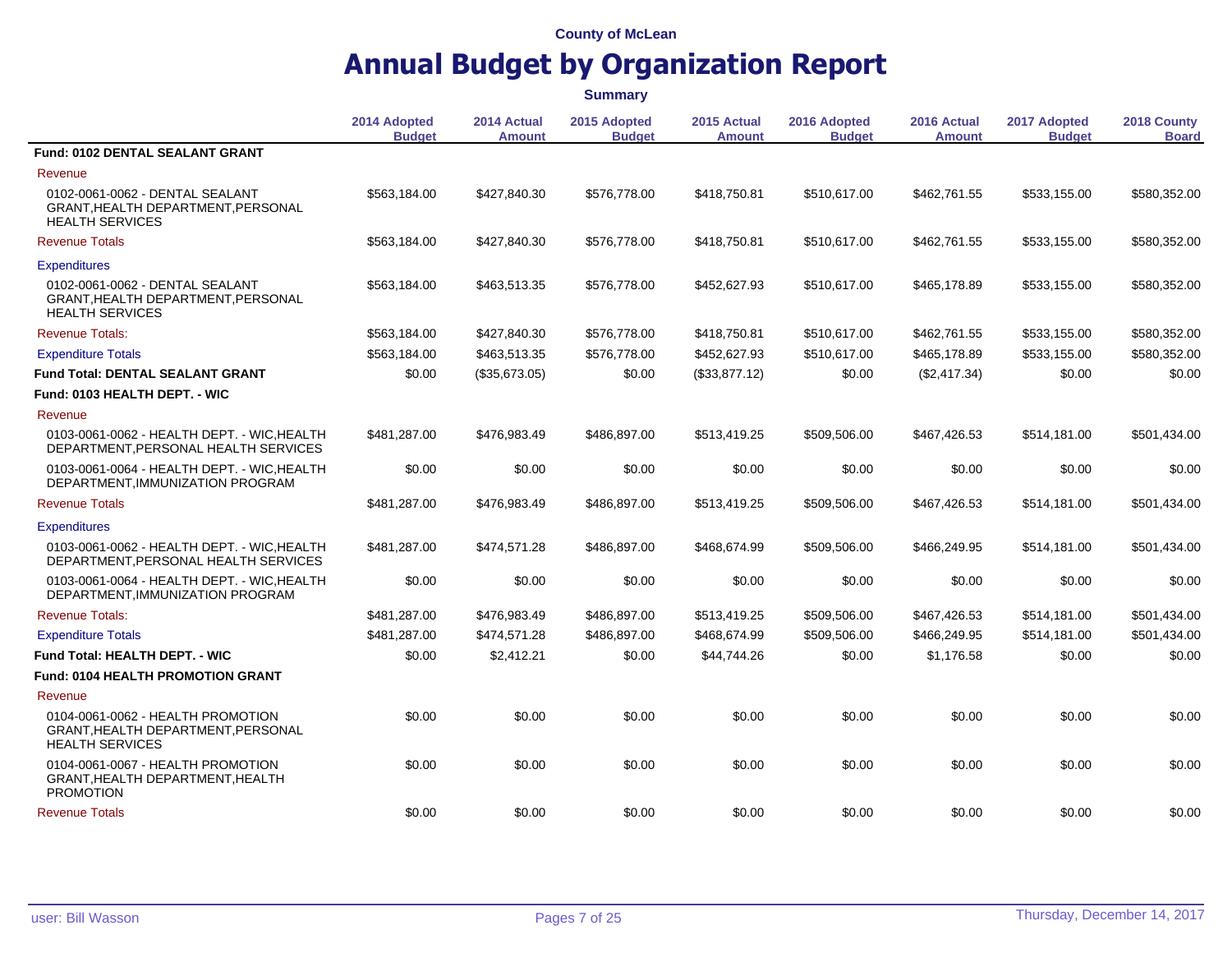County of McLean

# Annual Budget by Organization Report

**Summary**

| | 2014 Adopted Budget | 2014 Actual Amount | 2015 Adopted Budget | 2015 Actual Amount | 2016 Adopted Budget | 2016 Actual Amount | 2017 Adopted Budget | 2018 County Board |
|---|---|---|---|---|---|---|---|---|
| **Fund: 0102 DENTAL SEALANT GRANT** | | | | | | | | |
| Revenue | | | | | | | | |
| 0102-0061-0062 - DENTAL SEALANT GRANT,HEALTH DEPARTMENT,PERSONAL HEALTH SERVICES | $563,184.00 | $427,840.30 | $576,778.00 | $418,750.81 | $510,617.00 | $462,761.55 | $533,155.00 | $580,352.00 |
| Revenue Totals | $563,184.00 | $427,840.30 | $576,778.00 | $418,750.81 | $510,617.00 | $462,761.55 | $533,155.00 | $580,352.00 |
| Expenditures | | | | | | | | |
| 0102-0061-0062 - DENTAL SEALANT GRANT,HEALTH DEPARTMENT,PERSONAL HEALTH SERVICES | $563,184.00 | $463,513.35 | $576,778.00 | $452,627.93 | $510,617.00 | $465,178.89 | $533,155.00 | $580,352.00 |
| Revenue Totals: | $563,184.00 | $427,840.30 | $576,778.00 | $418,750.81 | $510,617.00 | $462,761.55 | $533,155.00 | $580,352.00 |
| Expenditure Totals | $563,184.00 | $463,513.35 | $576,778.00 | $452,627.93 | $510,617.00 | $465,178.89 | $533,155.00 | $580,352.00 |
| **Fund Total: DENTAL SEALANT GRANT** | $0.00 | ($35,673.05) | $0.00 | ($33,877.12) | $0.00 | ($2,417.34) | $0.00 | $0.00 |
| **Fund: 0103 HEALTH DEPT. - WIC** | | | | | | | | |
| Revenue | | | | | | | | |
| 0103-0061-0062 - HEALTH DEPT. - WIC,HEALTH DEPARTMENT,PERSONAL HEALTH SERVICES | $481,287.00 | $476,983.49 | $486,897.00 | $513,419.25 | $509,506.00 | $467,426.53 | $514,181.00 | $501,434.00 |
| 0103-0061-0064 - HEALTH DEPT. - WIC,HEALTH DEPARTMENT,IMMUNIZATION PROGRAM | $0.00 | $0.00 | $0.00 | $0.00 | $0.00 | $0.00 | $0.00 | $0.00 |
| Revenue Totals | $481,287.00 | $476,983.49 | $486,897.00 | $513,419.25 | $509,506.00 | $467,426.53 | $514,181.00 | $501,434.00 |
| Expenditures | | | | | | | | |
| 0103-0061-0062 - HEALTH DEPT. - WIC,HEALTH DEPARTMENT,PERSONAL HEALTH SERVICES | $481,287.00 | $474,571.28 | $486,897.00 | $468,674.99 | $509,506.00 | $466,249.95 | $514,181.00 | $501,434.00 |
| 0103-0061-0064 - HEALTH DEPT. - WIC,HEALTH DEPARTMENT,IMMUNIZATION PROGRAM | $0.00 | $0.00 | $0.00 | $0.00 | $0.00 | $0.00 | $0.00 | $0.00 |
| Revenue Totals: | $481,287.00 | $476,983.49 | $486,897.00 | $513,419.25 | $509,506.00 | $467,426.53 | $514,181.00 | $501,434.00 |
| Expenditure Totals | $481,287.00 | $474,571.28 | $486,897.00 | $468,674.99 | $509,506.00 | $466,249.95 | $514,181.00 | $501,434.00 |
| **Fund Total: HEALTH DEPT. - WIC** | $0.00 | $2,412.21 | $0.00 | $44,744.26 | $0.00 | $1,176.58 | $0.00 | $0.00 |
| **Fund: 0104 HEALTH PROMOTION GRANT** | | | | | | | | |
| Revenue | | | | | | | | |
| 0104-0061-0062 - HEALTH PROMOTION GRANT,HEALTH DEPARTMENT,PERSONAL HEALTH SERVICES | $0.00 | $0.00 | $0.00 | $0.00 | $0.00 | $0.00 | $0.00 | $0.00 |
| 0104-0061-0067 - HEALTH PROMOTION GRANT,HEALTH DEPARTMENT,HEALTH PROMOTION | $0.00 | $0.00 | $0.00 | $0.00 | $0.00 | $0.00 | $0.00 | $0.00 |
| Revenue Totals | $0.00 | $0.00 | $0.00 | $0.00 | $0.00 | $0.00 | $0.00 | $0.00 |

user: Bill Wasson

Thursday, December 14, 2017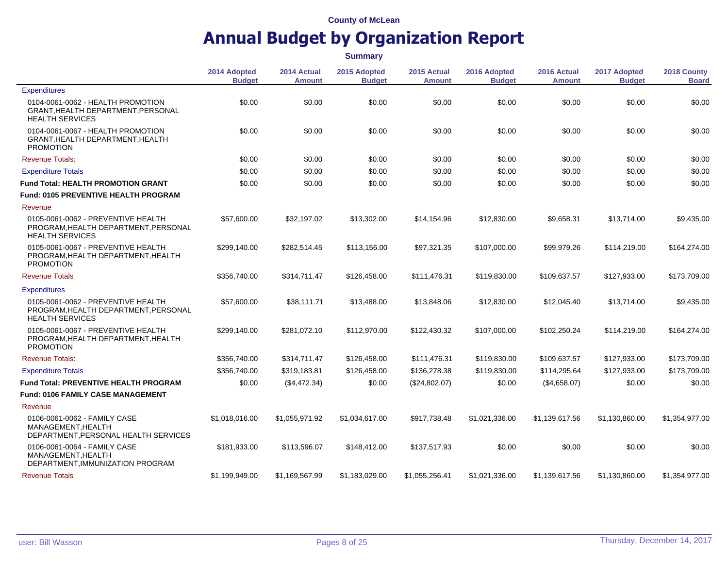County of McLean

# Annual Budget by Organization Report

**Summary**

| | 2014 Adopted Budget | 2014 Actual Amount | 2015 Adopted Budget | 2015 Actual Amount | 2016 Adopted Budget | 2016 Actual Amount | 2017 Adopted Budget | 2018 County Board |
|---|---|---|---|---|---|---|---|---|
| Expenditures | | | | | | | | |
| 0104-0061-0062 - HEALTH PROMOTION GRANT,HEALTH DEPARTMENT,PERSONAL HEALTH SERVICES | $0.00 | $0.00 | $0.00 | $0.00 | $0.00 | $0.00 | $0.00 | $0.00 |
| 0104-0061-0067 - HEALTH PROMOTION GRANT,HEALTH DEPARTMENT,HEALTH PROMOTION | $0.00 | $0.00 | $0.00 | $0.00 | $0.00 | $0.00 | $0.00 | $0.00 |
| Revenue Totals: | $0.00 | $0.00 | $0.00 | $0.00 | $0.00 | $0.00 | $0.00 | $0.00 |
| Expenditure Totals | $0.00 | $0.00 | $0.00 | $0.00 | $0.00 | $0.00 | $0.00 | $0.00 |
| **Fund Total: HEALTH PROMOTION GRANT** | $0.00 | $0.00 | $0.00 | $0.00 | $0.00 | $0.00 | $0.00 | $0.00 |
| **Fund: 0105 PREVENTIVE HEALTH PROGRAM** | | | | | | | | |
| Revenue | | | | | | | | |
| 0105-0061-0062 - PREVENTIVE HEALTH PROGRAM,HEALTH DEPARTMENT,PERSONAL HEALTH SERVICES | $57,600.00 | $32,197.02 | $13,302.00 | $14,154.96 | $12,830.00 | $9,658.31 | $13,714.00 | $9,435.00 |
| 0105-0061-0067 - PREVENTIVE HEALTH PROGRAM,HEALTH DEPARTMENT,HEALTH PROMOTION | $299,140.00 | $282,514.45 | $113,156.00 | $97,321.35 | $107,000.00 | $99,979.26 | $114,219.00 | $164,274.00 |
| Revenue Totals | $356,740.00 | $314,711.47 | $126,458.00 | $111,476.31 | $119,830.00 | $109,637.57 | $127,933.00 | $173,709.00 |
| Expenditures | | | | | | | | |
| 0105-0061-0062 - PREVENTIVE HEALTH PROGRAM,HEALTH DEPARTMENT,PERSONAL HEALTH SERVICES | $57,600.00 | $38,111.71 | $13,488.00 | $13,848.06 | $12,830.00 | $12,045.40 | $13,714.00 | $9,435.00 |
| 0105-0061-0067 - PREVENTIVE HEALTH PROGRAM,HEALTH DEPARTMENT,HEALTH PROMOTION | $299,140.00 | $281,072.10 | $112,970.00 | $122,430.32 | $107,000.00 | $102,250.24 | $114,219.00 | $164,274.00 |
| Revenue Totals: | $356,740.00 | $314,711.47 | $126,458.00 | $111,476.31 | $119,830.00 | $109,637.57 | $127,933.00 | $173,709.00 |
| Expenditure Totals | $356,740.00 | $319,183.81 | $126,458.00 | $136,278.38 | $119,830.00 | $114,295.64 | $127,933.00 | $173,709.00 |
| **Fund Total: PREVENTIVE HEALTH PROGRAM** | $0.00 | ($4,472.34) | $0.00 | ($24,802.07) | $0.00 | ($4,658.07) | $0.00 | $0.00 |
| **Fund: 0106 FAMILY CASE MANAGEMENT** | | | | | | | | |
| Revenue | | | | | | | | |
| 0106-0061-0062 - FAMILY CASE MANAGEMENT,HEALTH DEPARTMENT,PERSONAL HEALTH SERVICES | $1,018,016.00 | $1,055,971.92 | $1,034,617.00 | $917,738.48 | $1,021,336.00 | $1,139,617.56 | $1,130,860.00 | $1,354,977.00 |
| 0106-0061-0064 - FAMILY CASE MANAGEMENT,HEALTH DEPARTMENT,IMMUNIZATION PROGRAM | $181,933.00 | $113,596.07 | $148,412.00 | $137,517.93 | $0.00 | $0.00 | $0.00 | $0.00 |
| Revenue Totals | $1,199,949.00 | $1,169,567.99 | $1,183,029.00 | $1,055,256.41 | $1,021,336.00 | $1,139,617.56 | $1,130,860.00 | $1,354,977.00 |

user: Bill Wasson

Thursday, December 14, 2017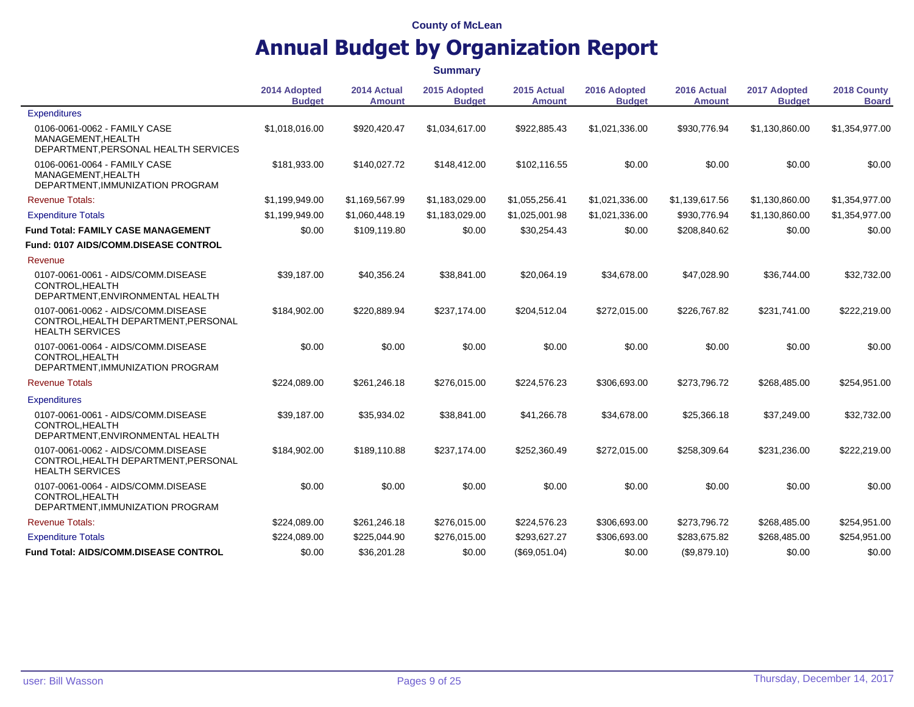County of McLean

# Annual Budget by Organization Report

**Summary**

| | 2014 Adopted Budget | 2014 Actual Amount | 2015 Adopted Budget | 2015 Actual Amount | 2016 Adopted Budget | 2016 Actual Amount | 2017 Adopted Budget | 2018 County Board |
|---|---|---|---|---|---|---|---|---|
| Expenditures | | | | | | | | |
| 0106-0061-0062 - FAMILY CASE MANAGEMENT,HEALTH DEPARTMENT,PERSONAL HEALTH SERVICES | $1,018,016.00 | $920,420.47 | $1,034,617.00 | $922,885.43 | $1,021,336.00 | $930,776.94 | $1,130,860.00 | $1,354,977.00 |
| 0106-0061-0064 - FAMILY CASE MANAGEMENT,HEALTH DEPARTMENT,IMMUNIZATION PROGRAM | $181,933.00 | $140,027.72 | $148,412.00 | $102,116.55 | $0.00 | $0.00 | $0.00 | $0.00 |
| Revenue Totals: | $1,199,949.00 | $1,169,567.99 | $1,183,029.00 | $1,055,256.41 | $1,021,336.00 | $1,139,617.56 | $1,130,860.00 | $1,354,977.00 |
| Expenditure Totals | $1,199,949.00 | $1,060,448.19 | $1,183,029.00 | $1,025,001.98 | $1,021,336.00 | $930,776.94 | $1,130,860.00 | $1,354,977.00 |
| **Fund Total: FAMILY CASE MANAGEMENT** | $0.00 | $109,119.80 | $0.00 | $30,254.43 | $0.00 | $208,840.62 | $0.00 | $0.00 |
| **Fund: 0107 AIDS/COMM.DISEASE CONTROL** | | | | | | | | |
| Revenue | | | | | | | | |
| 0107-0061-0061 - AIDS/COMM.DISEASE CONTROL,HEALTH DEPARTMENT,ENVIRONMENTAL HEALTH | $39,187.00 | $40,356.24 | $38,841.00 | $20,064.19 | $34,678.00 | $47,028.90 | $36,744.00 | $32,732.00 |
| 0107-0061-0062 - AIDS/COMM.DISEASE CONTROL,HEALTH DEPARTMENT,PERSONAL HEALTH SERVICES | $184,902.00 | $220,889.94 | $237,174.00 | $204,512.04 | $272,015.00 | $226,767.82 | $231,741.00 | $222,219.00 |
| 0107-0061-0064 - AIDS/COMM.DISEASE CONTROL,HEALTH DEPARTMENT,IMMUNIZATION PROGRAM | $0.00 | $0.00 | $0.00 | $0.00 | $0.00 | $0.00 | $0.00 | $0.00 |
| Revenue Totals | $224,089.00 | $261,246.18 | $276,015.00 | $224,576.23 | $306,693.00 | $273,796.72 | $268,485.00 | $254,951.00 |
| Expenditures | | | | | | | | |
| 0107-0061-0061 - AIDS/COMM.DISEASE CONTROL,HEALTH DEPARTMENT,ENVIRONMENTAL HEALTH | $39,187.00 | $35,934.02 | $38,841.00 | $41,266.78 | $34,678.00 | $25,366.18 | $37,249.00 | $32,732.00 |
| 0107-0061-0062 - AIDS/COMM.DISEASE CONTROL,HEALTH DEPARTMENT,PERSONAL HEALTH SERVICES | $184,902.00 | $189,110.88 | $237,174.00 | $252,360.49 | $272,015.00 | $258,309.64 | $231,236.00 | $222,219.00 |
| 0107-0061-0064 - AIDS/COMM.DISEASE CONTROL,HEALTH DEPARTMENT,IMMUNIZATION PROGRAM | $0.00 | $0.00 | $0.00 | $0.00 | $0.00 | $0.00 | $0.00 | $0.00 |
| Revenue Totals: | $224,089.00 | $261,246.18 | $276,015.00 | $224,576.23 | $306,693.00 | $273,796.72 | $268,485.00 | $254,951.00 |
| Expenditure Totals | $224,089.00 | $225,044.90 | $276,015.00 | $293,627.27 | $306,693.00 | $283,675.82 | $268,485.00 | $254,951.00 |
| **Fund Total: AIDS/COMM.DISEASE CONTROL** | $0.00 | $36,201.28 | $0.00 | ($69,051.04) | $0.00 | ($9,879.10) | $0.00 | $0.00 |

user: Bill Wasson

Thursday, December 14, 2017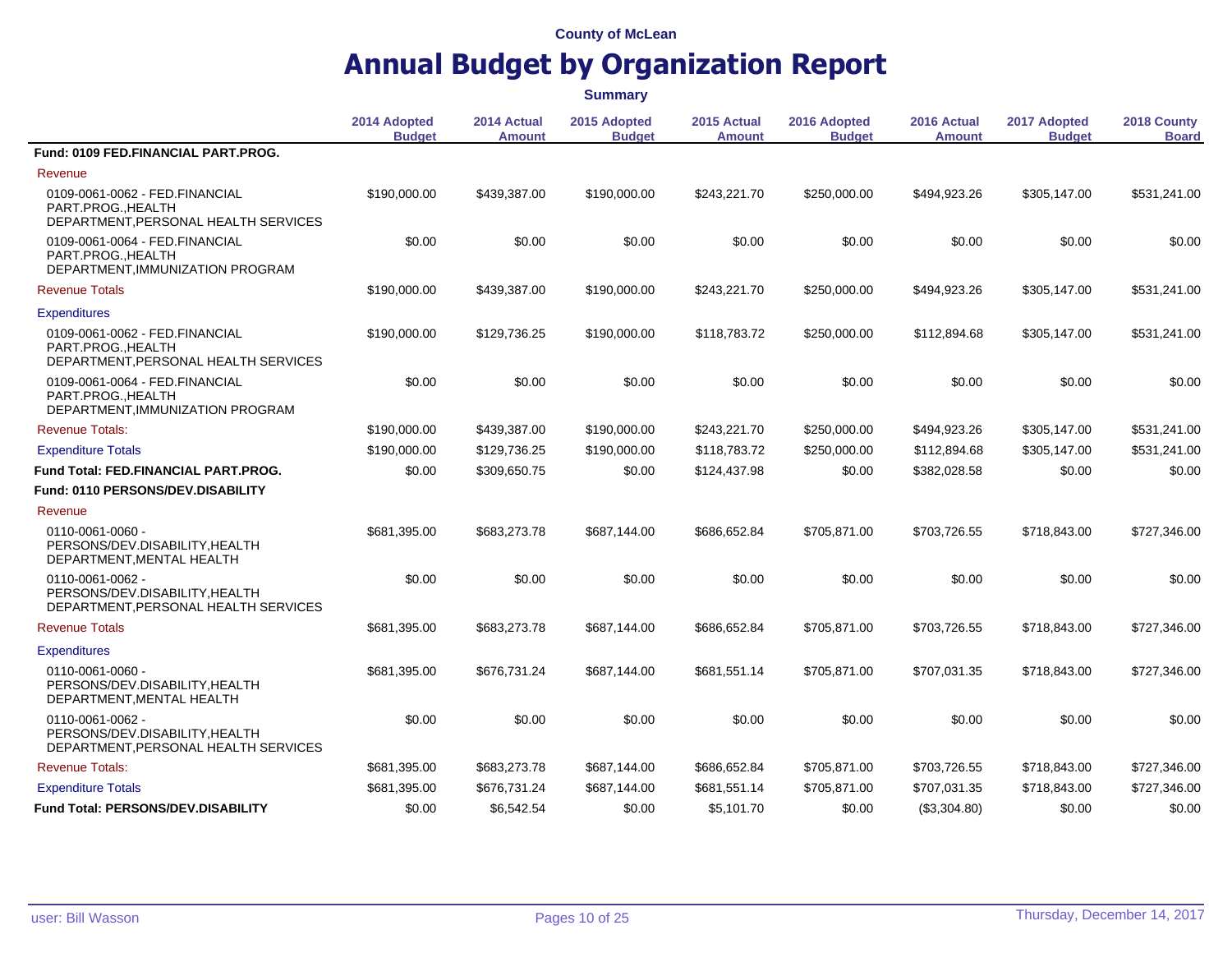County of McLean

# Annual Budget by Organization Report

**Summary**

| | 2014 Adopted Budget | 2014 Actual Amount | 2015 Adopted Budget | 2015 Actual Amount | 2016 Adopted Budget | 2016 Actual Amount | 2017 Adopted Budget | 2018 County Board |
|---|---|---|---|---|---|---|---|---|
| **Fund: 0109 FED.FINANCIAL PART.PROG.** | | | | | | | | |
| Revenue | | | | | | | | |
| 0109-0061-0062 - FED.FINANCIAL PART.PROG.,HEALTH DEPARTMENT,PERSONAL HEALTH SERVICES | $190,000.00 | $439,387.00 | $190,000.00 | $243,221.70 | $250,000.00 | $494,923.26 | $305,147.00 | $531,241.00 |
| 0109-0061-0064 - FED.FINANCIAL PART.PROG.,HEALTH DEPARTMENT,IMMUNIZATION PROGRAM | $0.00 | $0.00 | $0.00 | $0.00 | $0.00 | $0.00 | $0.00 | $0.00 |
| Revenue Totals | $190,000.00 | $439,387.00 | $190,000.00 | $243,221.70 | $250,000.00 | $494,923.26 | $305,147.00 | $531,241.00 |
| Expenditures | | | | | | | | |
| 0109-0061-0062 - FED.FINANCIAL PART.PROG.,HEALTH DEPARTMENT,PERSONAL HEALTH SERVICES | $190,000.00 | $129,736.25 | $190,000.00 | $118,783.72 | $250,000.00 | $112,894.68 | $305,147.00 | $531,241.00 |
| 0109-0061-0064 - FED.FINANCIAL PART.PROG.,HEALTH DEPARTMENT,IMMUNIZATION PROGRAM | $0.00 | $0.00 | $0.00 | $0.00 | $0.00 | $0.00 | $0.00 | $0.00 |
| Revenue Totals: | $190,000.00 | $439,387.00 | $190,000.00 | $243,221.70 | $250,000.00 | $494,923.26 | $305,147.00 | $531,241.00 |
| Expenditure Totals | $190,000.00 | $129,736.25 | $190,000.00 | $118,783.72 | $250,000.00 | $112,894.68 | $305,147.00 | $531,241.00 |
| **Fund Total: FED.FINANCIAL PART.PROG.** | $0.00 | $309,650.75 | $0.00 | $124,437.98 | $0.00 | $382,028.58 | $0.00 | $0.00 |
| **Fund: 0110 PERSONS/DEV.DISABILITY** | | | | | | | | |
| Revenue | | | | | | | | |
| 0110-0061-0060 - PERSONS/DEV.DISABILITY,HEALTH DEPARTMENT,MENTAL HEALTH | $681,395.00 | $683,273.78 | $687,144.00 | $686,652.84 | $705,871.00 | $703,726.55 | $718,843.00 | $727,346.00 |
| 0110-0061-0062 - PERSONS/DEV.DISABILITY,HEALTH DEPARTMENT,PERSONAL HEALTH SERVICES | $0.00 | $0.00 | $0.00 | $0.00 | $0.00 | $0.00 | $0.00 | $0.00 |
| Revenue Totals | $681,395.00 | $683,273.78 | $687,144.00 | $686,652.84 | $705,871.00 | $703,726.55 | $718,843.00 | $727,346.00 |
| Expenditures | | | | | | | | |
| 0110-0061-0060 - PERSONS/DEV.DISABILITY,HEALTH DEPARTMENT,MENTAL HEALTH | $681,395.00 | $676,731.24 | $687,144.00 | $681,551.14 | $705,871.00 | $707,031.35 | $718,843.00 | $727,346.00 |
| 0110-0061-0062 - PERSONS/DEV.DISABILITY,HEALTH DEPARTMENT,PERSONAL HEALTH SERVICES | $0.00 | $0.00 | $0.00 | $0.00 | $0.00 | $0.00 | $0.00 | $0.00 |
| Revenue Totals: | $681,395.00 | $683,273.78 | $687,144.00 | $686,652.84 | $705,871.00 | $703,726.55 | $718,843.00 | $727,346.00 |
| Expenditure Totals | $681,395.00 | $676,731.24 | $687,144.00 | $681,551.14 | $705,871.00 | $707,031.35 | $718,843.00 | $727,346.00 |
| **Fund Total: PERSONS/DEV.DISABILITY** | $0.00 | $6,542.54 | $0.00 | $5,101.70 | $0.00 | ($3,304.80) | $0.00 | $0.00 |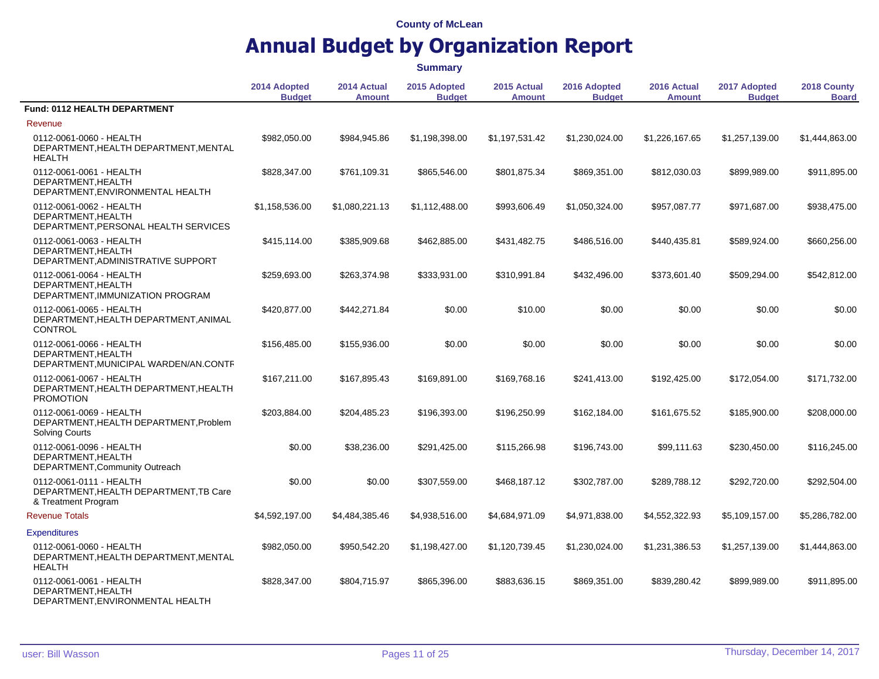County of McLean

# Annual Budget by Organization Report

**Summary**

| | 2014 Adopted Budget | 2014 Actual Amount | 2015 Adopted Budget | 2015 Actual Amount | 2016 Adopted Budget | 2016 Actual Amount | 2017 Adopted Budget | 2018 County Board |
|---|---|---|---|---|---|---|---|---|
| **Fund: 0112 HEALTH DEPARTMENT** | | | | | | | | |
| Revenue | | | | | | | | |
| 0112-0061-0060 - HEALTH DEPARTMENT,HEALTH DEPARTMENT,MENTAL HEALTH | $982,050.00 | $984,945.86 | $1,198,398.00 | $1,197,531.42 | $1,230,024.00 | $1,226,167.65 | $1,257,139.00 | $1,444,863.00 |
| 0112-0061-0061 - HEALTH DEPARTMENT,HEALTH DEPARTMENT,ENVIRONMENTAL HEALTH | $828,347.00 | $761,109.31 | $865,546.00 | $801,875.34 | $869,351.00 | $812,030.03 | $899,989.00 | $911,895.00 |
| 0112-0061-0062 - HEALTH DEPARTMENT,HEALTH DEPARTMENT,PERSONAL HEALTH SERVICES | $1,158,536.00 | $1,080,221.13 | $1,112,488.00 | $993,606.49 | $1,050,324.00 | $957,087.77 | $971,687.00 | $938,475.00 |
| 0112-0061-0063 - HEALTH DEPARTMENT,HEALTH DEPARTMENT,ADMINISTRATIVE SUPPORT | $415,114.00 | $385,909.68 | $462,885.00 | $431,482.75 | $486,516.00 | $440,435.81 | $589,924.00 | $660,256.00 |
| 0112-0061-0064 - HEALTH DEPARTMENT,HEALTH DEPARTMENT,IMMUNIZATION PROGRAM | $259,693.00 | $263,374.98 | $333,931.00 | $310,991.84 | $432,496.00 | $373,601.40 | $509,294.00 | $542,812.00 |
| 0112-0061-0065 - HEALTH DEPARTMENT,HEALTH DEPARTMENT,ANIMAL CONTROL | $420,877.00 | $442,271.84 | $0.00 | $10.00 | $0.00 | $0.00 | $0.00 | $0.00 |
| 0112-0061-0066 - HEALTH DEPARTMENT,HEALTH DEPARTMENT,MUNICIPAL WARDEN/AN.CONTF | $156,485.00 | $155,936.00 | $0.00 | $0.00 | $0.00 | $0.00 | $0.00 | $0.00 |
| 0112-0061-0067 - HEALTH DEPARTMENT,HEALTH DEPARTMENT,HEALTH PROMOTION | $167,211.00 | $167,895.43 | $169,891.00 | $169,768.16 | $241,413.00 | $192,425.00 | $172,054.00 | $171,732.00 |
| 0112-0061-0069 - HEALTH DEPARTMENT,HEALTH DEPARTMENT,Problem Solving Courts | $203,884.00 | $204,485.23 | $196,393.00 | $196,250.99 | $162,184.00 | $161,675.52 | $185,900.00 | $208,000.00 |
| 0112-0061-0096 - HEALTH DEPARTMENT,HEALTH DEPARTMENT,Community Outreach | $0.00 | $38,236.00 | $291,425.00 | $115,266.98 | $196,743.00 | $99,111.63 | $230,450.00 | $116,245.00 |
| 0112-0061-0111 - HEALTH DEPARTMENT,HEALTH DEPARTMENT,TB Care & Treatment Program | $0.00 | $0.00 | $307,559.00 | $468,187.12 | $302,787.00 | $289,788.12 | $292,720.00 | $292,504.00 |
| Revenue Totals | $4,592,197.00 | $4,484,385.46 | $4,938,516.00 | $4,684,971.09 | $4,971,838.00 | $4,552,322.93 | $5,109,157.00 | $5,286,782.00 |
| Expenditures | | | | | | | | |
| 0112-0061-0060 - HEALTH DEPARTMENT,HEALTH DEPARTMENT,MENTAL HEALTH | $982,050.00 | $950,542.20 | $1,198,427.00 | $1,120,739.45 | $1,230,024.00 | $1,231,386.53 | $1,257,139.00 | $1,444,863.00 |
| 0112-0061-0061 - HEALTH DEPARTMENT,HEALTH DEPARTMENT,ENVIRONMENTAL HEALTH | $828,347.00 | $804,715.97 | $865,396.00 | $883,636.15 | $869,351.00 | $839,280.42 | $899,989.00 | $911,895.00 |

user: Bill Wasson — Thursday, December 14, 2017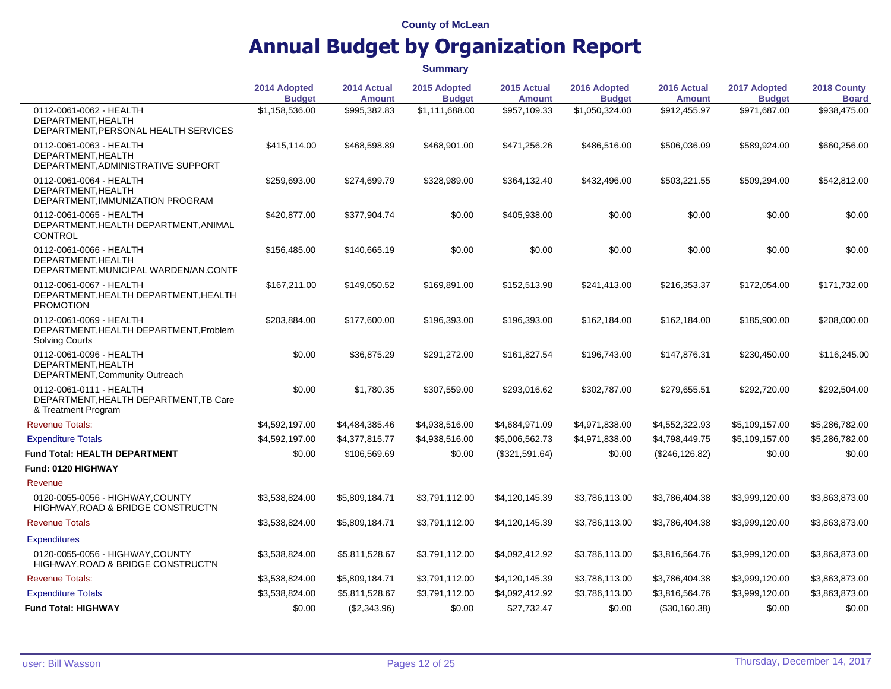County of McLean

# Annual Budget by Organization Report

**Summary**

| | 2014 Adopted Budget | 2014 Actual Amount | 2015 Adopted Budget | 2015 Actual Amount | 2016 Adopted Budget | 2016 Actual Amount | 2017 Adopted Budget | 2018 County Board |
|---|---|---|---|---|---|---|---|---|
| 0112-0061-0062 - HEALTH DEPARTMENT,HEALTH DEPARTMENT,PERSONAL HEALTH SERVICES | $1,158,536.00 | $995,382.83 | $1,111,688.00 | $957,109.33 | $1,050,324.00 | $912,455.97 | $971,687.00 | $938,475.00 |
| 0112-0061-0063 - HEALTH DEPARTMENT,HEALTH DEPARTMENT,ADMINISTRATIVE SUPPORT | $415,114.00 | $468,598.89 | $468,901.00 | $471,256.26 | $486,516.00 | $506,036.09 | $589,924.00 | $660,256.00 |
| 0112-0061-0064 - HEALTH DEPARTMENT,HEALTH DEPARTMENT,IMMUNIZATION PROGRAM | $259,693.00 | $274,699.79 | $328,989.00 | $364,132.40 | $432,496.00 | $503,221.55 | $509,294.00 | $542,812.00 |
| 0112-0061-0065 - HEALTH DEPARTMENT,HEALTH DEPARTMENT,ANIMAL CONTROL | $420,877.00 | $377,904.74 | $0.00 | $405,938.00 | $0.00 | $0.00 | $0.00 | $0.00 |
| 0112-0061-0066 - HEALTH DEPARTMENT,HEALTH DEPARTMENT,MUNICIPAL WARDEN/AN.CONTR | $156,485.00 | $140,665.19 | $0.00 | $0.00 | $0.00 | $0.00 | $0.00 | $0.00 |
| 0112-0061-0067 - HEALTH DEPARTMENT,HEALTH DEPARTMENT,HEALTH PROMOTION | $167,211.00 | $149,050.52 | $169,891.00 | $152,513.98 | $241,413.00 | $216,353.37 | $172,054.00 | $171,732.00 |
| 0112-0061-0069 - HEALTH DEPARTMENT,HEALTH DEPARTMENT,Problem Solving Courts | $203,884.00 | $177,600.00 | $196,393.00 | $196,393.00 | $162,184.00 | $162,184.00 | $185,900.00 | $208,000.00 |
| 0112-0061-0096 - HEALTH DEPARTMENT,HEALTH DEPARTMENT,Community Outreach | $0.00 | $36,875.29 | $291,272.00 | $161,827.54 | $196,743.00 | $147,876.31 | $230,450.00 | $116,245.00 |
| 0112-0061-0111 - HEALTH DEPARTMENT,HEALTH DEPARTMENT,TB Care & Treatment Program | $0.00 | $1,780.35 | $307,559.00 | $293,016.62 | $302,787.00 | $279,655.51 | $292,720.00 | $292,504.00 |
| Revenue Totals: | $4,592,197.00 | $4,484,385.46 | $4,938,516.00 | $4,684,971.09 | $4,971,838.00 | $4,552,322.93 | $5,109,157.00 | $5,286,782.00 |
| Expenditure Totals | $4,592,197.00 | $4,377,815.77 | $4,938,516.00 | $5,006,562.73 | $4,971,838.00 | $4,798,449.75 | $5,109,157.00 | $5,286,782.00 |
| **Fund Total: HEALTH DEPARTMENT** | $0.00 | $106,569.69 | $0.00 | ($321,591.64) | $0.00 | ($246,126.82) | $0.00 | $0.00 |
| **Fund: 0120 HIGHWAY** | | | | | | | | |
| Revenue | | | | | | | | |
| 0120-0055-0056 - HIGHWAY,COUNTY HIGHWAY,ROAD & BRIDGE CONSTRUCT'N | $3,538,824.00 | $5,809,184.71 | $3,791,112.00 | $4,120,145.39 | $3,786,113.00 | $3,786,404.38 | $3,999,120.00 | $3,863,873.00 |
| Revenue Totals | $3,538,824.00 | $5,809,184.71 | $3,791,112.00 | $4,120,145.39 | $3,786,113.00 | $3,786,404.38 | $3,999,120.00 | $3,863,873.00 |
| Expenditures | | | | | | | | |
| 0120-0055-0056 - HIGHWAY,COUNTY HIGHWAY,ROAD & BRIDGE CONSTRUCT'N | $3,538,824.00 | $5,811,528.67 | $3,791,112.00 | $4,092,412.92 | $3,786,113.00 | $3,816,564.76 | $3,999,120.00 | $3,863,873.00 |
| Revenue Totals: | $3,538,824.00 | $5,809,184.71 | $3,791,112.00 | $4,120,145.39 | $3,786,113.00 | $3,786,404.38 | $3,999,120.00 | $3,863,873.00 |
| Expenditure Totals | $3,538,824.00 | $5,811,528.67 | $3,791,112.00 | $4,092,412.92 | $3,786,113.00 | $3,816,564.76 | $3,999,120.00 | $3,863,873.00 |
| **Fund Total: HIGHWAY** | $0.00 | ($2,343.96) | $0.00 | $27,732.47 | $0.00 | ($30,160.38) | $0.00 | $0.00 |

user: Bill Wasson — Thursday, December 14, 2017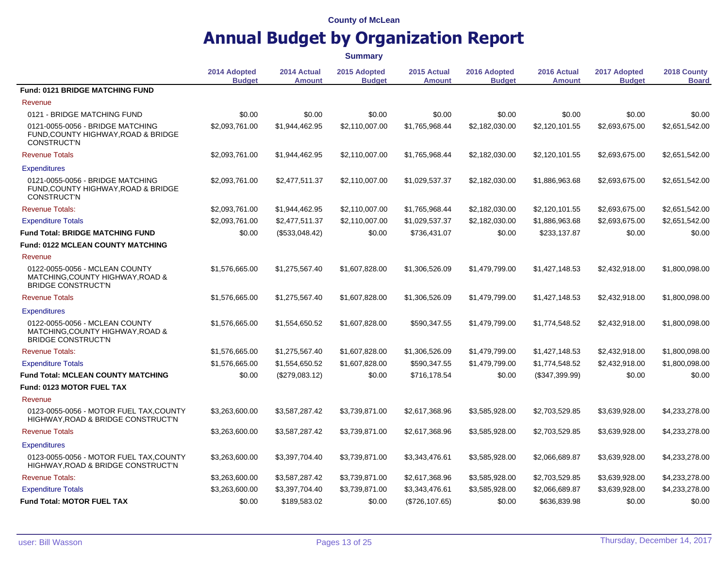County of McLean

# Annual Budget by Organization Report

**Summary**

| | 2014 Adopted Budget | 2014 Actual Amount | 2015 Adopted Budget | 2015 Actual Amount | 2016 Adopted Budget | 2016 Actual Amount | 2017 Adopted Budget | 2018 County Board |
|---|---|---|---|---|---|---|---|---|
| **Fund: 0121 BRIDGE MATCHING FUND** | | | | | | | | |
| Revenue | | | | | | | | |
| 0121 - BRIDGE MATCHING FUND | $0.00 | $0.00 | $0.00 | $0.00 | $0.00 | $0.00 | $0.00 | $0.00 |
| 0121-0055-0056 - BRIDGE MATCHING FUND,COUNTY HIGHWAY,ROAD & BRIDGE CONSTRUCT'N | $2,093,761.00 | $1,944,462.95 | $2,110,007.00 | $1,765,968.44 | $2,182,030.00 | $2,120,101.55 | $2,693,675.00 | $2,651,542.00 |
| Revenue Totals | $2,093,761.00 | $1,944,462.95 | $2,110,007.00 | $1,765,968.44 | $2,182,030.00 | $2,120,101.55 | $2,693,675.00 | $2,651,542.00 |
| Expenditures | | | | | | | | |
| 0121-0055-0056 - BRIDGE MATCHING FUND,COUNTY HIGHWAY,ROAD & BRIDGE CONSTRUCT'N | $2,093,761.00 | $2,477,511.37 | $2,110,007.00 | $1,029,537.37 | $2,182,030.00 | $1,886,963.68 | $2,693,675.00 | $2,651,542.00 |
| Revenue Totals: | $2,093,761.00 | $1,944,462.95 | $2,110,007.00 | $1,765,968.44 | $2,182,030.00 | $2,120,101.55 | $2,693,675.00 | $2,651,542.00 |
| Expenditure Totals | $2,093,761.00 | $2,477,511.37 | $2,110,007.00 | $1,029,537.37 | $2,182,030.00 | $1,886,963.68 | $2,693,675.00 | $2,651,542.00 |
| **Fund Total: BRIDGE MATCHING FUND** | $0.00 | ($533,048.42) | $0.00 | $736,431.07 | $0.00 | $233,137.87 | $0.00 | $0.00 |
| **Fund: 0122 MCLEAN COUNTY MATCHING** | | | | | | | | |
| Revenue | | | | | | | | |
| 0122-0055-0056 - MCLEAN COUNTY MATCHING,COUNTY HIGHWAY,ROAD & BRIDGE CONSTRUCT'N | $1,576,665.00 | $1,275,567.40 | $1,607,828.00 | $1,306,526.09 | $1,479,799.00 | $1,427,148.53 | $2,432,918.00 | $1,800,098.00 |
| Revenue Totals | $1,576,665.00 | $1,275,567.40 | $1,607,828.00 | $1,306,526.09 | $1,479,799.00 | $1,427,148.53 | $2,432,918.00 | $1,800,098.00 |
| Expenditures | | | | | | | | |
| 0122-0055-0056 - MCLEAN COUNTY MATCHING,COUNTY HIGHWAY,ROAD & BRIDGE CONSTRUCT'N | $1,576,665.00 | $1,554,650.52 | $1,607,828.00 | $590,347.55 | $1,479,799.00 | $1,774,548.52 | $2,432,918.00 | $1,800,098.00 |
| Revenue Totals: | $1,576,665.00 | $1,275,567.40 | $1,607,828.00 | $1,306,526.09 | $1,479,799.00 | $1,427,148.53 | $2,432,918.00 | $1,800,098.00 |
| Expenditure Totals | $1,576,665.00 | $1,554,650.52 | $1,607,828.00 | $590,347.55 | $1,479,799.00 | $1,774,548.52 | $2,432,918.00 | $1,800,098.00 |
| **Fund Total: MCLEAN COUNTY MATCHING** | $0.00 | ($279,083.12) | $0.00 | $716,178.54 | $0.00 | ($347,399.99) | $0.00 | $0.00 |
| **Fund: 0123 MOTOR FUEL TAX** | | | | | | | | |
| Revenue | | | | | | | | |
| 0123-0055-0056 - MOTOR FUEL TAX,COUNTY HIGHWAY,ROAD & BRIDGE CONSTRUCT'N | $3,263,600.00 | $3,587,287.42 | $3,739,871.00 | $2,617,368.96 | $3,585,928.00 | $2,703,529.85 | $3,639,928.00 | $4,233,278.00 |
| Revenue Totals | $3,263,600.00 | $3,587,287.42 | $3,739,871.00 | $2,617,368.96 | $3,585,928.00 | $2,703,529.85 | $3,639,928.00 | $4,233,278.00 |
| Expenditures | | | | | | | | |
| 0123-0055-0056 - MOTOR FUEL TAX,COUNTY HIGHWAY,ROAD & BRIDGE CONSTRUCT'N | $3,263,600.00 | $3,397,704.40 | $3,739,871.00 | $3,343,476.61 | $3,585,928.00 | $2,066,689.87 | $3,639,928.00 | $4,233,278.00 |
| Revenue Totals: | $3,263,600.00 | $3,587,287.42 | $3,739,871.00 | $2,617,368.96 | $3,585,928.00 | $2,703,529.85 | $3,639,928.00 | $4,233,278.00 |
| Expenditure Totals | $3,263,600.00 | $3,397,704.40 | $3,739,871.00 | $3,343,476.61 | $3,585,928.00 | $2,066,689.87 | $3,639,928.00 | $4,233,278.00 |
| **Fund Total: MOTOR FUEL TAX** | $0.00 | $189,583.02 | $0.00 | ($726,107.65) | $0.00 | $636,839.98 | $0.00 | $0.00 |

user: Bill Wasson | Thursday, December 14, 2017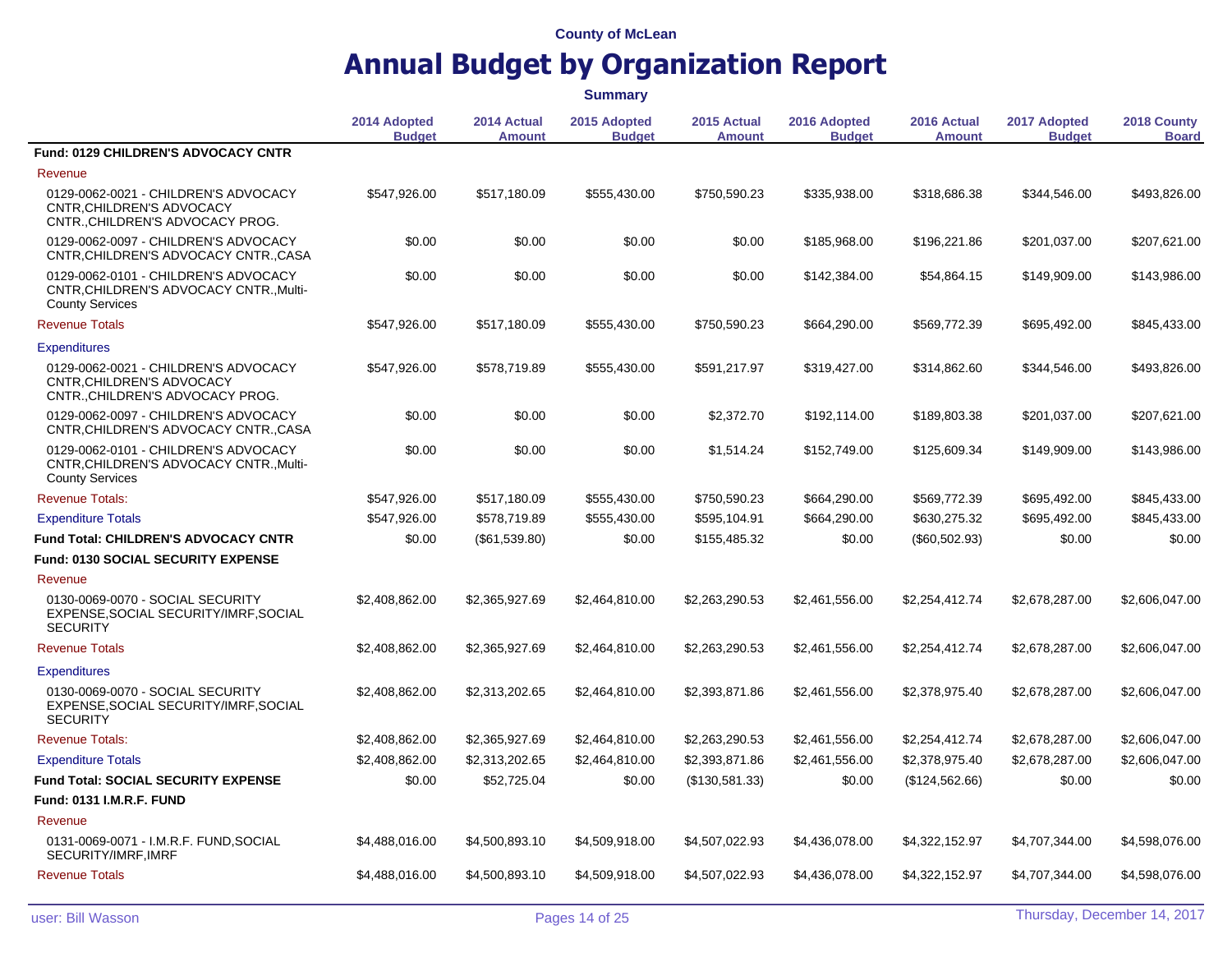County of McLean

# Annual Budget by Organization Report

**Summary**

| | 2014 Adopted Budget | 2014 Actual Amount | 2015 Adopted Budget | 2015 Actual Amount | 2016 Adopted Budget | 2016 Actual Amount | 2017 Adopted Budget | 2018 County Board |
|---|---|---|---|---|---|---|---|---|
| **Fund: 0129 CHILDREN'S ADVOCACY CNTR** | | | | | | | | |
| Revenue | | | | | | | | |
| 0129-0062-0021 - CHILDREN'S ADVOCACY CNTR,CHILDREN'S ADVOCACY CNTR.,CHILDREN'S ADVOCACY PROG. | $547,926.00 | $517,180.09 | $555,430.00 | $750,590.23 | $335,938.00 | $318,686.38 | $344,546.00 | $493,826.00 |
| 0129-0062-0097 - CHILDREN'S ADVOCACY CNTR,CHILDREN'S ADVOCACY CNTR.,CASA | $0.00 | $0.00 | $0.00 | $0.00 | $185,968.00 | $196,221.86 | $201,037.00 | $207,621.00 |
| 0129-0062-0101 - CHILDREN'S ADVOCACY CNTR,CHILDREN'S ADVOCACY CNTR.,Multi-County Services | $0.00 | $0.00 | $0.00 | $0.00 | $142,384.00 | $54,864.15 | $149,909.00 | $143,986.00 |
| Revenue Totals | $547,926.00 | $517,180.09 | $555,430.00 | $750,590.23 | $664,290.00 | $569,772.39 | $695,492.00 | $845,433.00 |
| Expenditures | | | | | | | | |
| 0129-0062-0021 - CHILDREN'S ADVOCACY CNTR,CHILDREN'S ADVOCACY CNTR.,CHILDREN'S ADVOCACY PROG. | $547,926.00 | $578,719.89 | $555,430.00 | $591,217.97 | $319,427.00 | $314,862.60 | $344,546.00 | $493,826.00 |
| 0129-0062-0097 - CHILDREN'S ADVOCACY CNTR,CHILDREN'S ADVOCACY CNTR.,CASA | $0.00 | $0.00 | $0.00 | $2,372.70 | $192,114.00 | $189,803.38 | $201,037.00 | $207,621.00 |
| 0129-0062-0101 - CHILDREN'S ADVOCACY CNTR,CHILDREN'S ADVOCACY CNTR.,Multi-County Services | $0.00 | $0.00 | $0.00 | $1,514.24 | $152,749.00 | $125,609.34 | $149,909.00 | $143,986.00 |
| Revenue Totals: | $547,926.00 | $517,180.09 | $555,430.00 | $750,590.23 | $664,290.00 | $569,772.39 | $695,492.00 | $845,433.00 |
| Expenditure Totals | $547,926.00 | $578,719.89 | $555,430.00 | $595,104.91 | $664,290.00 | $630,275.32 | $695,492.00 | $845,433.00 |
| **Fund Total: CHILDREN'S ADVOCACY CNTR** | $0.00 | ($61,539.80) | $0.00 | $155,485.32 | $0.00 | ($60,502.93) | $0.00 | $0.00 |
| **Fund: 0130 SOCIAL SECURITY EXPENSE** | | | | | | | | |
| Revenue | | | | | | | | |
| 0130-0069-0070 - SOCIAL SECURITY EXPENSE,SOCIAL SECURITY/IMRF,SOCIAL SECURITY | $2,408,862.00 | $2,365,927.69 | $2,464,810.00 | $2,263,290.53 | $2,461,556.00 | $2,254,412.74 | $2,678,287.00 | $2,606,047.00 |
| Revenue Totals | $2,408,862.00 | $2,365,927.69 | $2,464,810.00 | $2,263,290.53 | $2,461,556.00 | $2,254,412.74 | $2,678,287.00 | $2,606,047.00 |
| Expenditures | | | | | | | | |
| 0130-0069-0070 - SOCIAL SECURITY EXPENSE,SOCIAL SECURITY/IMRF,SOCIAL SECURITY | $2,408,862.00 | $2,313,202.65 | $2,464,810.00 | $2,393,871.86 | $2,461,556.00 | $2,378,975.40 | $2,678,287.00 | $2,606,047.00 |
| Revenue Totals: | $2,408,862.00 | $2,365,927.69 | $2,464,810.00 | $2,263,290.53 | $2,461,556.00 | $2,254,412.74 | $2,678,287.00 | $2,606,047.00 |
| Expenditure Totals | $2,408,862.00 | $2,313,202.65 | $2,464,810.00 | $2,393,871.86 | $2,461,556.00 | $2,378,975.40 | $2,678,287.00 | $2,606,047.00 |
| **Fund Total: SOCIAL SECURITY EXPENSE** | $0.00 | $52,725.04 | $0.00 | ($130,581.33) | $0.00 | ($124,562.66) | $0.00 | $0.00 |
| **Fund: 0131 I.M.R.F. FUND** | | | | | | | | |
| Revenue | | | | | | | | |
| 0131-0069-0071 - I.M.R.F. FUND,SOCIAL SECURITY/IMRF,IMRF | $4,488,016.00 | $4,500,893.10 | $4,509,918.00 | $4,507,022.93 | $4,436,078.00 | $4,322,152.97 | $4,707,344.00 | $4,598,076.00 |
| Revenue Totals | $4,488,016.00 | $4,500,893.10 | $4,509,918.00 | $4,507,022.93 | $4,436,078.00 | $4,322,152.97 | $4,707,344.00 | $4,598,076.00 |

user: Bill Wasson

Thursday, December 14, 2017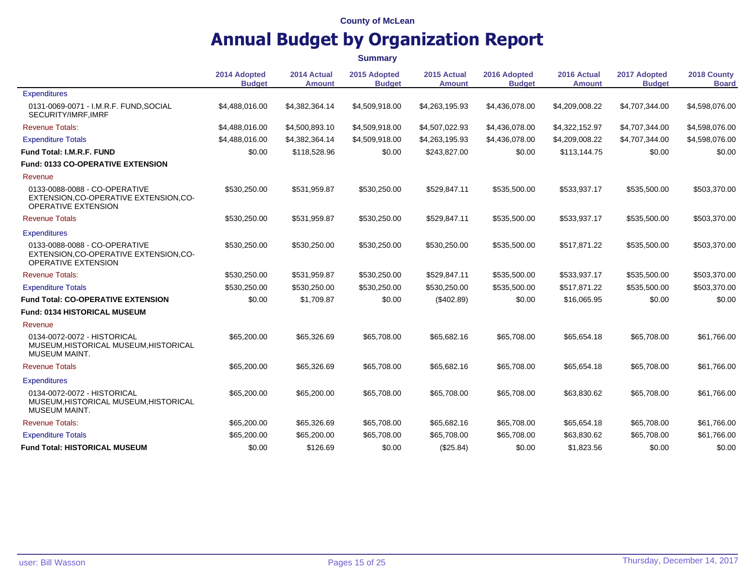County of McLean

# Annual Budget by Organization Report

**Summary**

| | 2014 Adopted Budget | 2014 Actual Amount | 2015 Adopted Budget | 2015 Actual Amount | 2016 Adopted Budget | 2016 Actual Amount | 2017 Adopted Budget | 2018 County Board |
|---|---|---|---|---|---|---|---|---|
| Expenditures | | | | | | | | |
| 0131-0069-0071 - I.M.R.F. FUND,SOCIAL SECURITY/IMRF,IMRF | $4,488,016.00 | $4,382,364.14 | $4,509,918.00 | $4,263,195.93 | $4,436,078.00 | $4,209,008.22 | $4,707,344.00 | $4,598,076.00 |
| Revenue Totals: | $4,488,016.00 | $4,500,893.10 | $4,509,918.00 | $4,507,022.93 | $4,436,078.00 | $4,322,152.97 | $4,707,344.00 | $4,598,076.00 |
| Expenditure Totals | $4,488,016.00 | $4,382,364.14 | $4,509,918.00 | $4,263,195.93 | $4,436,078.00 | $4,209,008.22 | $4,707,344.00 | $4,598,076.00 |
| **Fund Total: I.M.R.F. FUND** | $0.00 | $118,528.96 | $0.00 | $243,827.00 | $0.00 | $113,144.75 | $0.00 | $0.00 |
| **Fund: 0133 CO-OPERATIVE EXTENSION** | | | | | | | | |
| Revenue | | | | | | | | |
| 0133-0088-0088 - CO-OPERATIVE EXTENSION,CO-OPERATIVE EXTENSION,CO-OPERATIVE EXTENSION | $530,250.00 | $531,959.87 | $530,250.00 | $529,847.11 | $535,500.00 | $533,937.17 | $535,500.00 | $503,370.00 |
| Revenue Totals | $530,250.00 | $531,959.87 | $530,250.00 | $529,847.11 | $535,500.00 | $533,937.17 | $535,500.00 | $503,370.00 |
| Expenditures | | | | | | | | |
| 0133-0088-0088 - CO-OPERATIVE EXTENSION,CO-OPERATIVE EXTENSION,CO-OPERATIVE EXTENSION | $530,250.00 | $530,250.00 | $530,250.00 | $530,250.00 | $535,500.00 | $517,871.22 | $535,500.00 | $503,370.00 |
| Revenue Totals: | $530,250.00 | $531,959.87 | $530,250.00 | $529,847.11 | $535,500.00 | $533,937.17 | $535,500.00 | $503,370.00 |
| Expenditure Totals | $530,250.00 | $530,250.00 | $530,250.00 | $530,250.00 | $535,500.00 | $517,871.22 | $535,500.00 | $503,370.00 |
| **Fund Total: CO-OPERATIVE EXTENSION** | $0.00 | $1,709.87 | $0.00 | ($402.89) | $0.00 | $16,065.95 | $0.00 | $0.00 |
| **Fund: 0134 HISTORICAL MUSEUM** | | | | | | | | |
| Revenue | | | | | | | | |
| 0134-0072-0072 - HISTORICAL MUSEUM,HISTORICAL MUSEUM,HISTORICAL MUSEUM MAINT. | $65,200.00 | $65,326.69 | $65,708.00 | $65,682.16 | $65,708.00 | $65,654.18 | $65,708.00 | $61,766.00 |
| Revenue Totals | $65,200.00 | $65,326.69 | $65,708.00 | $65,682.16 | $65,708.00 | $65,654.18 | $65,708.00 | $61,766.00 |
| Expenditures | | | | | | | | |
| 0134-0072-0072 - HISTORICAL MUSEUM,HISTORICAL MUSEUM,HISTORICAL MUSEUM MAINT. | $65,200.00 | $65,200.00 | $65,708.00 | $65,708.00 | $65,708.00 | $63,830.62 | $65,708.00 | $61,766.00 |
| Revenue Totals: | $65,200.00 | $65,326.69 | $65,708.00 | $65,682.16 | $65,708.00 | $65,654.18 | $65,708.00 | $61,766.00 |
| Expenditure Totals | $65,200.00 | $65,200.00 | $65,708.00 | $65,708.00 | $65,708.00 | $63,830.62 | $65,708.00 | $61,766.00 |
| **Fund Total: HISTORICAL MUSEUM** | $0.00 | $126.69 | $0.00 | ($25.84) | $0.00 | $1,823.56 | $0.00 | $0.00 |

user: Bill Wasson — Thursday, December 14, 2017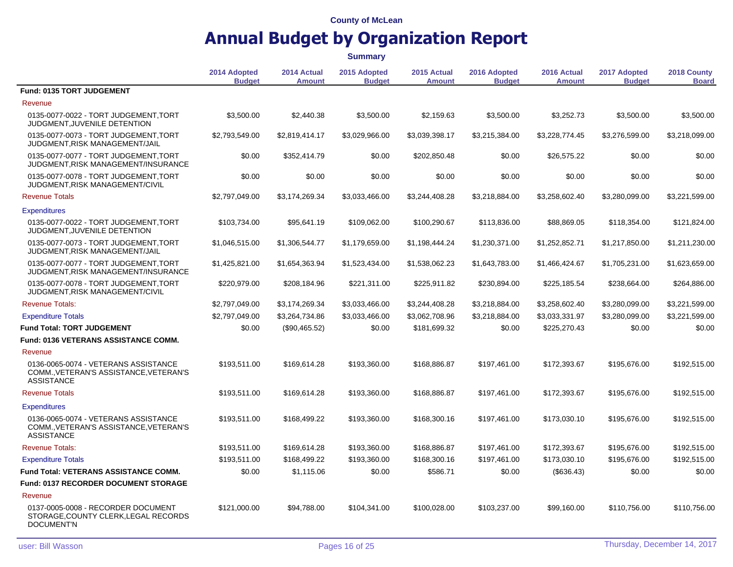County of McLean

# Annual Budget by Organization Report

**Summary**

| | 2014 Adopted Budget | 2014 Actual Amount | 2015 Adopted Budget | 2015 Actual Amount | 2016 Adopted Budget | 2016 Actual Amount | 2017 Adopted Budget | 2018 County Board |
|---|---|---|---|---|---|---|---|---|
| **Fund: 0135 TORT JUDGEMENT** | | | | | | | | |
| Revenue | | | | | | | | |
| 0135-0077-0022 - TORT JUDGEMENT,TORT JUDGMENT,JUVENILE DETENTION | $3,500.00 | $2,440.38 | $3,500.00 | $2,159.63 | $3,500.00 | $3,252.73 | $3,500.00 | $3,500.00 |
| 0135-0077-0073 - TORT JUDGEMENT,TORT JUDGMENT,RISK MANAGEMENT/JAIL | $2,793,549.00 | $2,819,414.17 | $3,029,966.00 | $3,039,398.17 | $3,215,384.00 | $3,228,774.45 | $3,276,599.00 | $3,218,099.00 |
| 0135-0077-0077 - TORT JUDGEMENT,TORT JUDGMENT,RISK MANAGEMENT/INSURANCE | $0.00 | $352,414.79 | $0.00 | $202,850.48 | $0.00 | $26,575.22 | $0.00 | $0.00 |
| 0135-0077-0078 - TORT JUDGEMENT,TORT JUDGMENT,RISK MANAGEMENT/CIVIL | $0.00 | $0.00 | $0.00 | $0.00 | $0.00 | $0.00 | $0.00 | $0.00 |
| Revenue Totals | $2,797,049.00 | $3,174,269.34 | $3,033,466.00 | $3,244,408.28 | $3,218,884.00 | $3,258,602.40 | $3,280,099.00 | $3,221,599.00 |
| Expenditures | | | | | | | | |
| 0135-0077-0022 - TORT JUDGEMENT,TORT JUDGMENT,JUVENILE DETENTION | $103,734.00 | $95,641.19 | $109,062.00 | $100,290.67 | $113,836.00 | $88,869.05 | $118,354.00 | $121,824.00 |
| 0135-0077-0073 - TORT JUDGEMENT,TORT JUDGMENT,RISK MANAGEMENT/JAIL | $1,046,515.00 | $1,306,544.77 | $1,179,659.00 | $1,198,444.24 | $1,230,371.00 | $1,252,852.71 | $1,217,850.00 | $1,211,230.00 |
| 0135-0077-0077 - TORT JUDGEMENT,TORT JUDGMENT,RISK MANAGEMENT/INSURANCE | $1,425,821.00 | $1,654,363.94 | $1,523,434.00 | $1,538,062.23 | $1,643,783.00 | $1,466,424.67 | $1,705,231.00 | $1,623,659.00 |
| 0135-0077-0078 - TORT JUDGEMENT,TORT JUDGMENT,RISK MANAGEMENT/CIVIL | $220,979.00 | $208,184.96 | $221,311.00 | $225,911.82 | $230,894.00 | $225,185.54 | $238,664.00 | $264,886.00 |
| Revenue Totals: | $2,797,049.00 | $3,174,269.34 | $3,033,466.00 | $3,244,408.28 | $3,218,884.00 | $3,258,602.40 | $3,280,099.00 | $3,221,599.00 |
| Expenditure Totals | $2,797,049.00 | $3,264,734.86 | $3,033,466.00 | $3,062,708.96 | $3,218,884.00 | $3,033,331.97 | $3,280,099.00 | $3,221,599.00 |
| **Fund Total: TORT JUDGEMENT** | $0.00 | ($90,465.52) | $0.00 | $181,699.32 | $0.00 | $225,270.43 | $0.00 | $0.00 |
| **Fund: 0136 VETERANS ASSISTANCE COMM.** | | | | | | | | |
| Revenue | | | | | | | | |
| 0136-0065-0074 - VETERANS ASSISTANCE COMM.,VETERAN'S ASSISTANCE,VETERAN'S ASSISTANCE | $193,511.00 | $169,614.28 | $193,360.00 | $168,886.87 | $197,461.00 | $172,393.67 | $195,676.00 | $192,515.00 |
| Revenue Totals | $193,511.00 | $169,614.28 | $193,360.00 | $168,886.87 | $197,461.00 | $172,393.67 | $195,676.00 | $192,515.00 |
| Expenditures | | | | | | | | |
| 0136-0065-0074 - VETERANS ASSISTANCE COMM.,VETERAN'S ASSISTANCE,VETERAN'S ASSISTANCE | $193,511.00 | $168,499.22 | $193,360.00 | $168,300.16 | $197,461.00 | $173,030.10 | $195,676.00 | $192,515.00 |
| Revenue Totals: | $193,511.00 | $169,614.28 | $193,360.00 | $168,886.87 | $197,461.00 | $172,393.67 | $195,676.00 | $192,515.00 |
| Expenditure Totals | $193,511.00 | $168,499.22 | $193,360.00 | $168,300.16 | $197,461.00 | $173,030.10 | $195,676.00 | $192,515.00 |
| **Fund Total: VETERANS ASSISTANCE COMM.** | $0.00 | $1,115.06 | $0.00 | $586.71 | $0.00 | ($636.43) | $0.00 | $0.00 |
| **Fund: 0137 RECORDER DOCUMENT STORAGE** | | | | | | | | |
| Revenue | | | | | | | | |
| 0137-0005-0008 - RECORDER DOCUMENT STORAGE,COUNTY CLERK,LEGAL RECORDS DOCUMENT'N | $121,000.00 | $94,788.00 | $104,341.00 | $100,028.00 | $103,237.00 | $99,160.00 | $110,756.00 | $110,756.00 |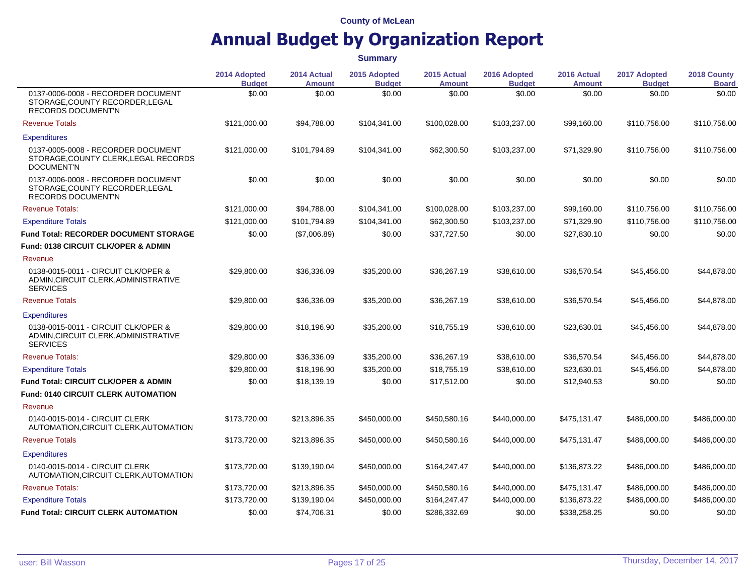County of McLean

# Annual Budget by Organization Report

**Summary**

| | 2014 Adopted Budget | 2014 Actual Amount | 2015 Adopted Budget | 2015 Actual Amount | 2016 Adopted Budget | 2016 Actual Amount | 2017 Adopted Budget | 2018 County Board |
|---|---|---|---|---|---|---|---|---|
| 0137-0006-0008 - RECORDER DOCUMENT STORAGE,COUNTY RECORDER,LEGAL RECORDS DOCUMENT'N | $0.00 | $0.00 | $0.00 | $0.00 | $0.00 | $0.00 | $0.00 | $0.00 |
| Revenue Totals | $121,000.00 | $94,788.00 | $104,341.00 | $100,028.00 | $103,237.00 | $99,160.00 | $110,756.00 | $110,756.00 |
| Expenditures | | | | | | | | |
| 0137-0005-0008 - RECORDER DOCUMENT STORAGE,COUNTY CLERK,LEGAL RECORDS DOCUMENT'N | $121,000.00 | $101,794.89 | $104,341.00 | $62,300.50 | $103,237.00 | $71,329.90 | $110,756.00 | $110,756.00 |
| 0137-0006-0008 - RECORDER DOCUMENT STORAGE,COUNTY RECORDER,LEGAL RECORDS DOCUMENT'N | $0.00 | $0.00 | $0.00 | $0.00 | $0.00 | $0.00 | $0.00 | $0.00 |
| Revenue Totals: | $121,000.00 | $94,788.00 | $104,341.00 | $100,028.00 | $103,237.00 | $99,160.00 | $110,756.00 | $110,756.00 |
| Expenditure Totals | $121,000.00 | $101,794.89 | $104,341.00 | $62,300.50 | $103,237.00 | $71,329.90 | $110,756.00 | $110,756.00 |
| **Fund Total: RECORDER DOCUMENT STORAGE** | $0.00 | ($7,006.89) | $0.00 | $37,727.50 | $0.00 | $27,830.10 | $0.00 | $0.00 |
| **Fund: 0138 CIRCUIT CLK/OPER & ADMIN** | | | | | | | | |
| Revenue | | | | | | | | |
| 0138-0015-0011 - CIRCUIT CLK/OPER & ADMIN,CIRCUIT CLERK,ADMINISTRATIVE SERVICES | $29,800.00 | $36,336.09 | $35,200.00 | $36,267.19 | $38,610.00 | $36,570.54 | $45,456.00 | $44,878.00 |
| Revenue Totals | $29,800.00 | $36,336.09 | $35,200.00 | $36,267.19 | $38,610.00 | $36,570.54 | $45,456.00 | $44,878.00 |
| Expenditures | | | | | | | | |
| 0138-0015-0011 - CIRCUIT CLK/OPER & ADMIN,CIRCUIT CLERK,ADMINISTRATIVE SERVICES | $29,800.00 | $18,196.90 | $35,200.00 | $18,755.19 | $38,610.00 | $23,630.01 | $45,456.00 | $44,878.00 |
| Revenue Totals: | $29,800.00 | $36,336.09 | $35,200.00 | $36,267.19 | $38,610.00 | $36,570.54 | $45,456.00 | $44,878.00 |
| Expenditure Totals | $29,800.00 | $18,196.90 | $35,200.00 | $18,755.19 | $38,610.00 | $23,630.01 | $45,456.00 | $44,878.00 |
| **Fund Total: CIRCUIT CLK/OPER & ADMIN** | $0.00 | $18,139.19 | $0.00 | $17,512.00 | $0.00 | $12,940.53 | $0.00 | $0.00 |
| **Fund: 0140 CIRCUIT CLERK AUTOMATION** | | | | | | | | |
| Revenue | | | | | | | | |
| 0140-0015-0014 - CIRCUIT CLERK AUTOMATION,CIRCUIT CLERK,AUTOMATION | $173,720.00 | $213,896.35 | $450,000.00 | $450,580.16 | $440,000.00 | $475,131.47 | $486,000.00 | $486,000.00 |
| Revenue Totals | $173,720.00 | $213,896.35 | $450,000.00 | $450,580.16 | $440,000.00 | $475,131.47 | $486,000.00 | $486,000.00 |
| Expenditures | | | | | | | | |
| 0140-0015-0014 - CIRCUIT CLERK AUTOMATION,CIRCUIT CLERK,AUTOMATION | $173,720.00 | $139,190.04 | $450,000.00 | $164,247.47 | $440,000.00 | $136,873.22 | $486,000.00 | $486,000.00 |
| Revenue Totals: | $173,720.00 | $213,896.35 | $450,000.00 | $450,580.16 | $440,000.00 | $475,131.47 | $486,000.00 | $486,000.00 |
| Expenditure Totals | $173,720.00 | $139,190.04 | $450,000.00 | $164,247.47 | $440,000.00 | $136,873.22 | $486,000.00 | $486,000.00 |
| **Fund Total: CIRCUIT CLERK AUTOMATION** | $0.00 | $74,706.31 | $0.00 | $286,332.69 | $0.00 | $338,258.25 | $0.00 | $0.00 |

user: Bill Wasson

Thursday, December 14, 2017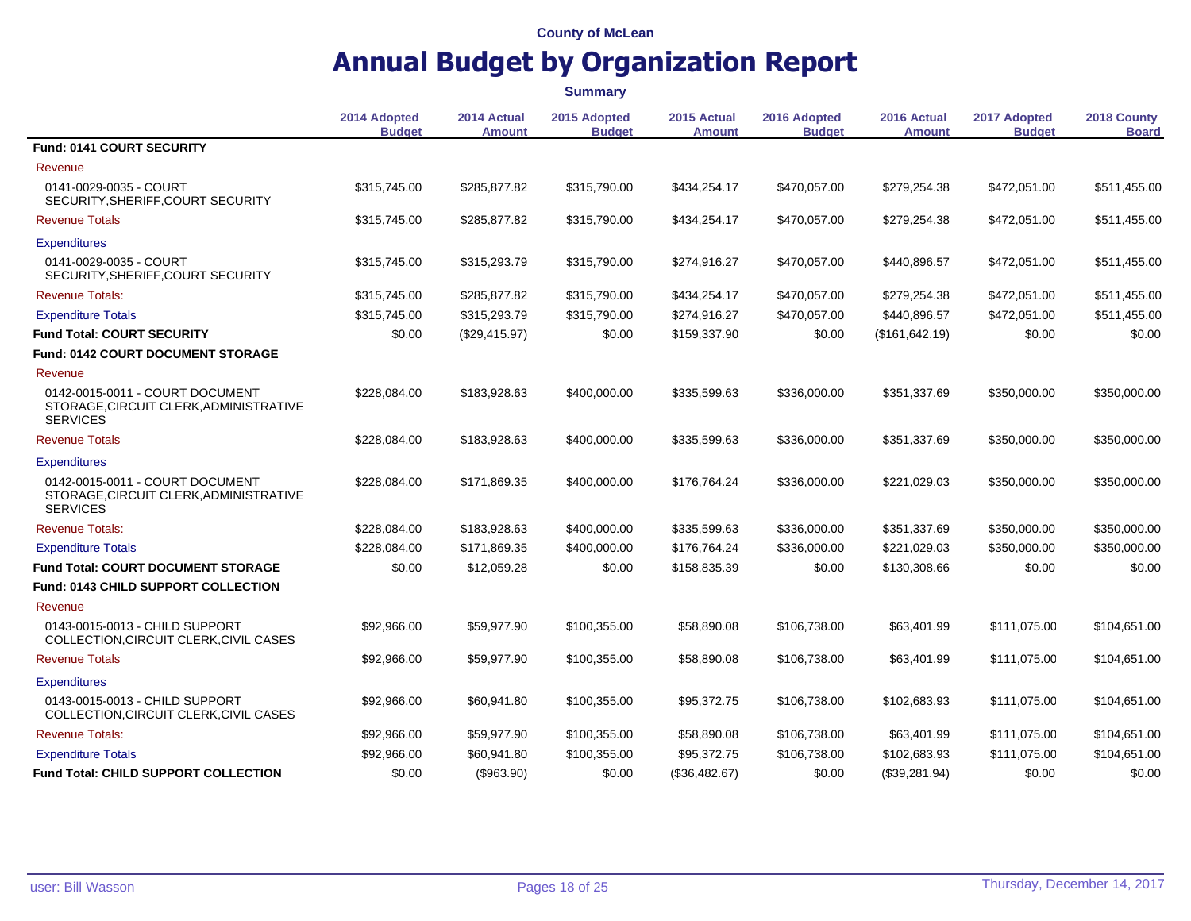County of McLean

# Annual Budget by Organization Report

**Summary**

| | 2014 Adopted Budget | 2014 Actual Amount | 2015 Adopted Budget | 2015 Actual Amount | 2016 Adopted Budget | 2016 Actual Amount | 2017 Adopted Budget | 2018 County Board |
|---|---|---|---|---|---|---|---|---|
| **Fund: 0141 COURT SECURITY** | | | | | | | | |
| Revenue | | | | | | | | |
| 0141-0029-0035 - COURT SECURITY,SHERIFF,COURT SECURITY | $315,745.00 | $285,877.82 | $315,790.00 | $434,254.17 | $470,057.00 | $279,254.38 | $472,051.00 | $511,455.00 |
| Revenue Totals | $315,745.00 | $285,877.82 | $315,790.00 | $434,254.17 | $470,057.00 | $279,254.38 | $472,051.00 | $511,455.00 |
| Expenditures | | | | | | | | |
| 0141-0029-0035 - COURT SECURITY,SHERIFF,COURT SECURITY | $315,745.00 | $315,293.79 | $315,790.00 | $274,916.27 | $470,057.00 | $440,896.57 | $472,051.00 | $511,455.00 |
| Revenue Totals: | $315,745.00 | $285,877.82 | $315,790.00 | $434,254.17 | $470,057.00 | $279,254.38 | $472,051.00 | $511,455.00 |
| Expenditure Totals | $315,745.00 | $315,293.79 | $315,790.00 | $274,916.27 | $470,057.00 | $440,896.57 | $472,051.00 | $511,455.00 |
| **Fund Total: COURT SECURITY** | $0.00 | ($29,415.97) | $0.00 | $159,337.90 | $0.00 | ($161,642.19) | $0.00 | $0.00 |
| **Fund: 0142 COURT DOCUMENT STORAGE** | | | | | | | | |
| Revenue | | | | | | | | |
| 0142-0015-0011 - COURT DOCUMENT STORAGE,CIRCUIT CLERK,ADMINISTRATIVE SERVICES | $228,084.00 | $183,928.63 | $400,000.00 | $335,599.63 | $336,000.00 | $351,337.69 | $350,000.00 | $350,000.00 |
| Revenue Totals | $228,084.00 | $183,928.63 | $400,000.00 | $335,599.63 | $336,000.00 | $351,337.69 | $350,000.00 | $350,000.00 |
| Expenditures | | | | | | | | |
| 0142-0015-0011 - COURT DOCUMENT STORAGE,CIRCUIT CLERK,ADMINISTRATIVE SERVICES | $228,084.00 | $171,869.35 | $400,000.00 | $176,764.24 | $336,000.00 | $221,029.03 | $350,000.00 | $350,000.00 |
| Revenue Totals: | $228,084.00 | $183,928.63 | $400,000.00 | $335,599.63 | $336,000.00 | $351,337.69 | $350,000.00 | $350,000.00 |
| Expenditure Totals | $228,084.00 | $171,869.35 | $400,000.00 | $176,764.24 | $336,000.00 | $221,029.03 | $350,000.00 | $350,000.00 |
| **Fund Total: COURT DOCUMENT STORAGE** | $0.00 | $12,059.28 | $0.00 | $158,835.39 | $0.00 | $130,308.66 | $0.00 | $0.00 |
| **Fund: 0143 CHILD SUPPORT COLLECTION** | | | | | | | | |
| Revenue | | | | | | | | |
| 0143-0015-0013 - CHILD SUPPORT COLLECTION,CIRCUIT CLERK,CIVIL CASES | $92,966.00 | $59,977.90 | $100,355.00 | $58,890.08 | $106,738.00 | $63,401.99 | $111,075.00 | $104,651.00 |
| Revenue Totals | $92,966.00 | $59,977.90 | $100,355.00 | $58,890.08 | $106,738.00 | $63,401.99 | $111,075.00 | $104,651.00 |
| Expenditures | | | | | | | | |
| 0143-0015-0013 - CHILD SUPPORT COLLECTION,CIRCUIT CLERK,CIVIL CASES | $92,966.00 | $60,941.80 | $100,355.00 | $95,372.75 | $106,738.00 | $102,683.93 | $111,075.00 | $104,651.00 |
| Revenue Totals: | $92,966.00 | $59,977.90 | $100,355.00 | $58,890.08 | $106,738.00 | $63,401.99 | $111,075.00 | $104,651.00 |
| Expenditure Totals | $92,966.00 | $60,941.80 | $100,355.00 | $95,372.75 | $106,738.00 | $102,683.93 | $111,075.00 | $104,651.00 |
| **Fund Total: CHILD SUPPORT COLLECTION** | $0.00 | ($963.90) | $0.00 | ($36,482.67) | $0.00 | ($39,281.94) | $0.00 | $0.00 |

user: Bill Wasson

Thursday, December 14, 2017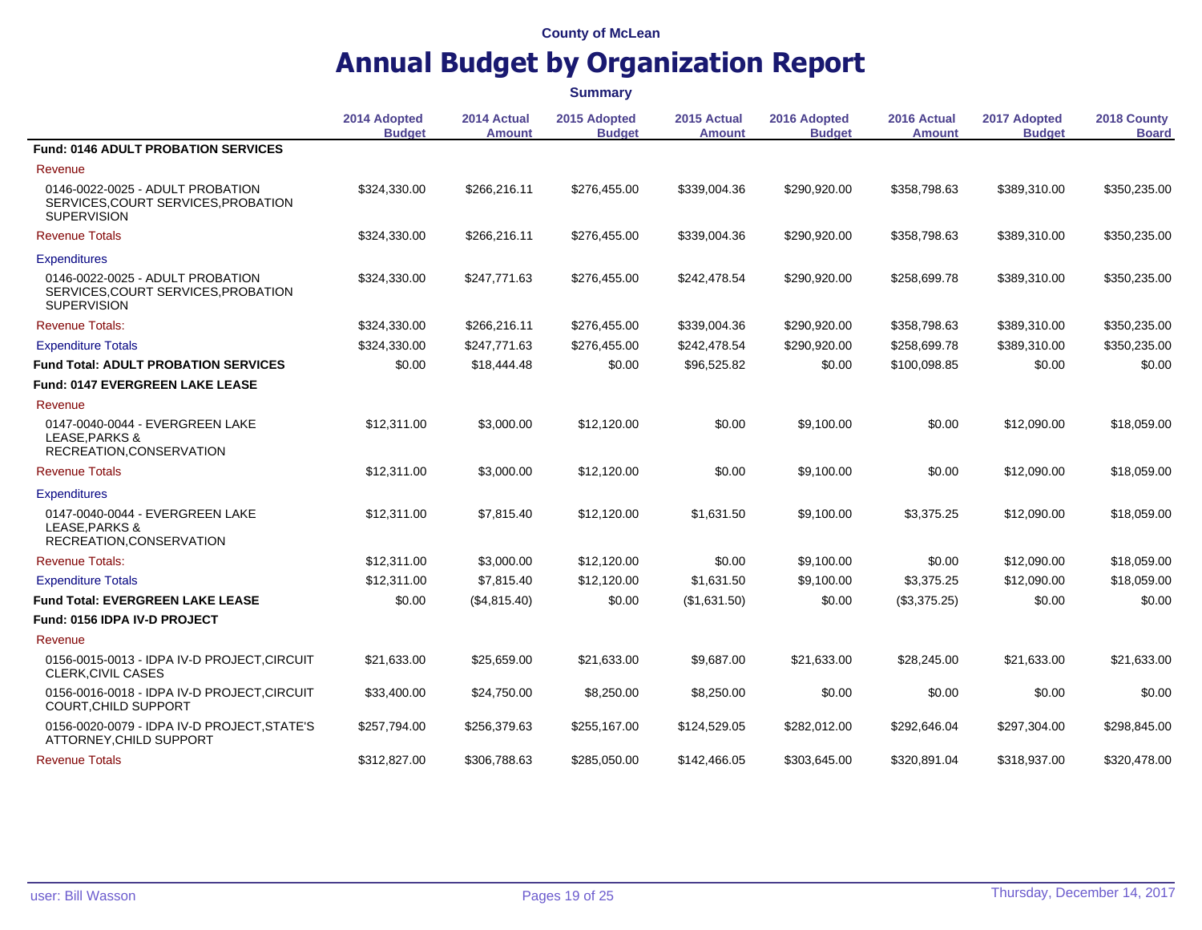County of McLean

# Annual Budget by Organization Report

**Summary**

| | 2014 Adopted Budget | 2014 Actual Amount | 2015 Adopted Budget | 2015 Actual Amount | 2016 Adopted Budget | 2016 Actual Amount | 2017 Adopted Budget | 2018 County Board |
|---|---|---|---|---|---|---|---|---|
| **Fund: 0146 ADULT PROBATION SERVICES** | | | | | | | | |
| Revenue | | | | | | | | |
| 0146-0022-0025 - ADULT PROBATION SERVICES,COURT SERVICES,PROBATION SUPERVISION | $324,330.00 | $266,216.11 | $276,455.00 | $339,004.36 | $290,920.00 | $358,798.63 | $389,310.00 | $350,235.00 |
| Revenue Totals | $324,330.00 | $266,216.11 | $276,455.00 | $339,004.36 | $290,920.00 | $358,798.63 | $389,310.00 | $350,235.00 |
| Expenditures | | | | | | | | |
| 0146-0022-0025 - ADULT PROBATION SERVICES,COURT SERVICES,PROBATION SUPERVISION | $324,330.00 | $247,771.63 | $276,455.00 | $242,478.54 | $290,920.00 | $258,699.78 | $389,310.00 | $350,235.00 |
| Revenue Totals: | $324,330.00 | $266,216.11 | $276,455.00 | $339,004.36 | $290,920.00 | $358,798.63 | $389,310.00 | $350,235.00 |
| Expenditure Totals | $324,330.00 | $247,771.63 | $276,455.00 | $242,478.54 | $290,920.00 | $258,699.78 | $389,310.00 | $350,235.00 |
| **Fund Total: ADULT PROBATION SERVICES** | $0.00 | $18,444.48 | $0.00 | $96,525.82 | $0.00 | $100,098.85 | $0.00 | $0.00 |
| **Fund: 0147 EVERGREEN LAKE LEASE** | | | | | | | | |
| Revenue | | | | | | | | |
| 0147-0040-0044 - EVERGREEN LAKE LEASE,PARKS & RECREATION,CONSERVATION | $12,311.00 | $3,000.00 | $12,120.00 | $0.00 | $9,100.00 | $0.00 | $12,090.00 | $18,059.00 |
| Revenue Totals | $12,311.00 | $3,000.00 | $12,120.00 | $0.00 | $9,100.00 | $0.00 | $12,090.00 | $18,059.00 |
| Expenditures | | | | | | | | |
| 0147-0040-0044 - EVERGREEN LAKE LEASE,PARKS & RECREATION,CONSERVATION | $12,311.00 | $7,815.40 | $12,120.00 | $1,631.50 | $9,100.00 | $3,375.25 | $12,090.00 | $18,059.00 |
| Revenue Totals: | $12,311.00 | $3,000.00 | $12,120.00 | $0.00 | $9,100.00 | $0.00 | $12,090.00 | $18,059.00 |
| Expenditure Totals | $12,311.00 | $7,815.40 | $12,120.00 | $1,631.50 | $9,100.00 | $3,375.25 | $12,090.00 | $18,059.00 |
| **Fund Total: EVERGREEN LAKE LEASE** | $0.00 | ($4,815.40) | $0.00 | ($1,631.50) | $0.00 | ($3,375.25) | $0.00 | $0.00 |
| **Fund: 0156 IDPA IV-D PROJECT** | | | | | | | | |
| Revenue | | | | | | | | |
| 0156-0015-0013 - IDPA IV-D PROJECT,CIRCUIT CLERK,CIVIL CASES | $21,633.00 | $25,659.00 | $21,633.00 | $9,687.00 | $21,633.00 | $28,245.00 | $21,633.00 | $21,633.00 |
| 0156-0016-0018 - IDPA IV-D PROJECT,CIRCUIT COURT,CHILD SUPPORT | $33,400.00 | $24,750.00 | $8,250.00 | $8,250.00 | $0.00 | $0.00 | $0.00 | $0.00 |
| 0156-0020-0079 - IDPA IV-D PROJECT,STATE'S ATTORNEY,CHILD SUPPORT | $257,794.00 | $256,379.63 | $255,167.00 | $124,529.05 | $282,012.00 | $292,646.04 | $297,304.00 | $298,845.00 |
| Revenue Totals | $312,827.00 | $306,788.63 | $285,050.00 | $142,466.05 | $303,645.00 | $320,891.04 | $318,937.00 | $320,478.00 |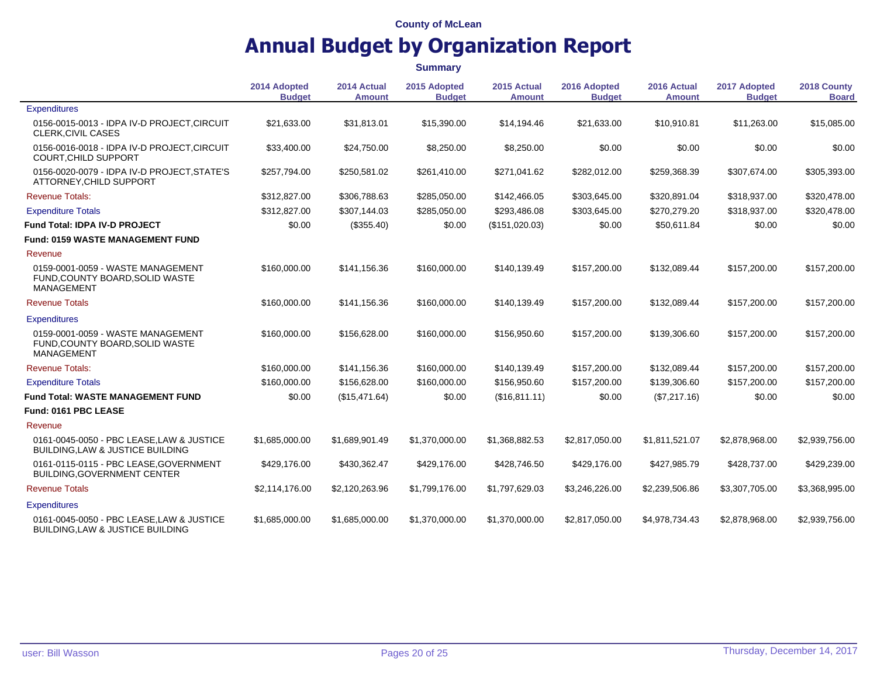County of McLean

# Annual Budget by Organization Report

**Summary**

| | 2014 Adopted Budget | 2014 Actual Amount | 2015 Adopted Budget | 2015 Actual Amount | 2016 Adopted Budget | 2016 Actual Amount | 2017 Adopted Budget | 2018 County Board |
|---|---|---|---|---|---|---|---|---|
| Expenditures | | | | | | | | |
| 0156-0015-0013 - IDPA IV-D PROJECT,CIRCUIT CLERK,CIVIL CASES | $21,633.00 | $31,813.01 | $15,390.00 | $14,194.46 | $21,633.00 | $10,910.81 | $11,263.00 | $15,085.00 |
| 0156-0016-0018 - IDPA IV-D PROJECT,CIRCUIT COURT,CHILD SUPPORT | $33,400.00 | $24,750.00 | $8,250.00 | $8,250.00 | $0.00 | $0.00 | $0.00 | $0.00 |
| 0156-0020-0079 - IDPA IV-D PROJECT,STATE'S ATTORNEY,CHILD SUPPORT | $257,794.00 | $250,581.02 | $261,410.00 | $271,041.62 | $282,012.00 | $259,368.39 | $307,674.00 | $305,393.00 |
| Revenue Totals: | $312,827.00 | $306,788.63 | $285,050.00 | $142,466.05 | $303,645.00 | $320,891.04 | $318,937.00 | $320,478.00 |
| Expenditure Totals | $312,827.00 | $307,144.03 | $285,050.00 | $293,486.08 | $303,645.00 | $270,279.20 | $318,937.00 | $320,478.00 |
| **Fund Total: IDPA IV-D PROJECT** | $0.00 | ($355.40) | $0.00 | ($151,020.03) | $0.00 | $50,611.84 | $0.00 | $0.00 |
| **Fund: 0159 WASTE MANAGEMENT FUND** | | | | | | | | |
| Revenue | | | | | | | | |
| 0159-0001-0059 - WASTE MANAGEMENT FUND,COUNTY BOARD,SOLID WASTE MANAGEMENT | $160,000.00 | $141,156.36 | $160,000.00 | $140,139.49 | $157,200.00 | $132,089.44 | $157,200.00 | $157,200.00 |
| Revenue Totals | $160,000.00 | $141,156.36 | $160,000.00 | $140,139.49 | $157,200.00 | $132,089.44 | $157,200.00 | $157,200.00 |
| Expenditures | | | | | | | | |
| 0159-0001-0059 - WASTE MANAGEMENT FUND,COUNTY BOARD,SOLID WASTE MANAGEMENT | $160,000.00 | $156,628.00 | $160,000.00 | $156,950.60 | $157,200.00 | $139,306.60 | $157,200.00 | $157,200.00 |
| Revenue Totals: | $160,000.00 | $141,156.36 | $160,000.00 | $140,139.49 | $157,200.00 | $132,089.44 | $157,200.00 | $157,200.00 |
| Expenditure Totals | $160,000.00 | $156,628.00 | $160,000.00 | $156,950.60 | $157,200.00 | $139,306.60 | $157,200.00 | $157,200.00 |
| **Fund Total: WASTE MANAGEMENT FUND** | $0.00 | ($15,471.64) | $0.00 | ($16,811.11) | $0.00 | ($7,217.16) | $0.00 | $0.00 |
| **Fund: 0161 PBC LEASE** | | | | | | | | |
| Revenue | | | | | | | | |
| 0161-0045-0050 - PBC LEASE,LAW & JUSTICE BUILDING,LAW & JUSTICE BUILDING | $1,685,000.00 | $1,689,901.49 | $1,370,000.00 | $1,368,882.53 | $2,817,050.00 | $1,811,521.07 | $2,878,968.00 | $2,939,756.00 |
| 0161-0115-0115 - PBC LEASE,GOVERNMENT BUILDING,GOVERNMENT CENTER | $429,176.00 | $430,362.47 | $429,176.00 | $428,746.50 | $429,176.00 | $427,985.79 | $428,737.00 | $429,239.00 |
| Revenue Totals | $2,114,176.00 | $2,120,263.96 | $1,799,176.00 | $1,797,629.03 | $3,246,226.00 | $2,239,506.86 | $3,307,705.00 | $3,368,995.00 |
| Expenditures | | | | | | | | |
| 0161-0045-0050 - PBC LEASE,LAW & JUSTICE BUILDING,LAW & JUSTICE BUILDING | $1,685,000.00 | $1,685,000.00 | $1,370,000.00 | $1,370,000.00 | $2,817,050.00 | $4,978,734.43 | $2,878,968.00 | $2,939,756.00 |

user: Bill Wasson — Thursday, December 14, 2017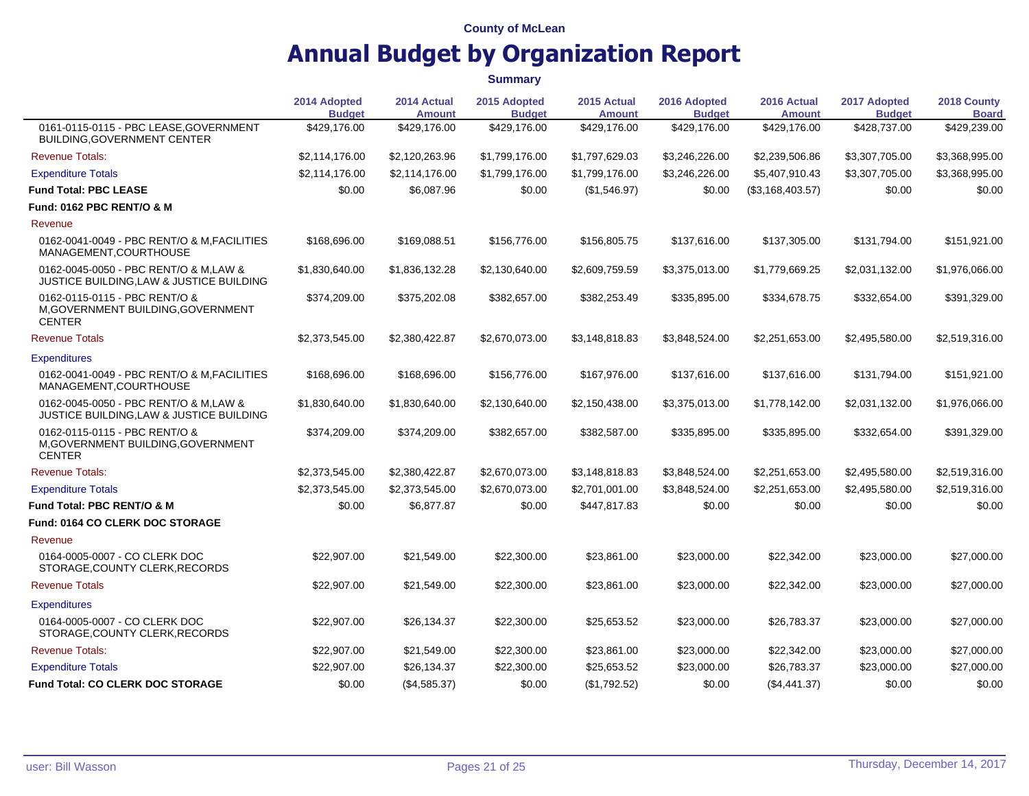County of McLean

# Annual Budget by Organization Report

**Summary**

| | 2014 Adopted Budget | 2014 Actual Amount | 2015 Adopted Budget | 2015 Actual Amount | 2016 Adopted Budget | 2016 Actual Amount | 2017 Adopted Budget | 2018 County Board |
|---|---|---|---|---|---|---|---|---|
| 0161-0115-0115 - PBC LEASE,GOVERNMENT BUILDING,GOVERNMENT CENTER | $429,176.00 | $429,176.00 | $429,176.00 | $429,176.00 | $429,176.00 | $429,176.00 | $428,737.00 | $429,239.00 |
| Revenue Totals: | $2,114,176.00 | $2,120,263.96 | $1,799,176.00 | $1,797,629.03 | $3,246,226.00 | $2,239,506.86 | $3,307,705.00 | $3,368,995.00 |
| Expenditure Totals | $2,114,176.00 | $2,114,176.00 | $1,799,176.00 | $1,799,176.00 | $3,246,226.00 | $5,407,910.43 | $3,307,705.00 | $3,368,995.00 |
| **Fund Total: PBC LEASE** | $0.00 | $6,087.96 | $0.00 | ($1,546.97) | $0.00 | ($3,168,403.57) | $0.00 | $0.00 |
| **Fund: 0162 PBC RENT/O & M** | | | | | | | | |
| Revenue | | | | | | | | |
| 0162-0041-0049 - PBC RENT/O & M,FACILITIES MANAGEMENT,COURTHOUSE | $168,696.00 | $169,088.51 | $156,776.00 | $156,805.75 | $137,616.00 | $137,305.00 | $131,794.00 | $151,921.00 |
| 0162-0045-0050 - PBC RENT/O & M,LAW & JUSTICE BUILDING,LAW & JUSTICE BUILDING | $1,830,640.00 | $1,836,132.28 | $2,130,640.00 | $2,609,759.59 | $3,375,013.00 | $1,779,669.25 | $2,031,132.00 | $1,976,066.00 |
| 0162-0115-0115 - PBC RENT/O & M,GOVERNMENT BUILDING,GOVERNMENT CENTER | $374,209.00 | $375,202.08 | $382,657.00 | $382,253.49 | $335,895.00 | $334,678.75 | $332,654.00 | $391,329.00 |
| Revenue Totals | $2,373,545.00 | $2,380,422.87 | $2,670,073.00 | $3,148,818.83 | $3,848,524.00 | $2,251,653.00 | $2,495,580.00 | $2,519,316.00 |
| Expenditures | | | | | | | | |
| 0162-0041-0049 - PBC RENT/O & M,FACILITIES MANAGEMENT,COURTHOUSE | $168,696.00 | $168,696.00 | $156,776.00 | $167,976.00 | $137,616.00 | $137,616.00 | $131,794.00 | $151,921.00 |
| 0162-0045-0050 - PBC RENT/O & M,LAW & JUSTICE BUILDING,LAW & JUSTICE BUILDING | $1,830,640.00 | $1,830,640.00 | $2,130,640.00 | $2,150,438.00 | $3,375,013.00 | $1,778,142.00 | $2,031,132.00 | $1,976,066.00 |
| 0162-0115-0115 - PBC RENT/O & M,GOVERNMENT BUILDING,GOVERNMENT CENTER | $374,209.00 | $374,209.00 | $382,657.00 | $382,587.00 | $335,895.00 | $335,895.00 | $332,654.00 | $391,329.00 |
| Revenue Totals: | $2,373,545.00 | $2,380,422.87 | $2,670,073.00 | $3,148,818.83 | $3,848,524.00 | $2,251,653.00 | $2,495,580.00 | $2,519,316.00 |
| Expenditure Totals | $2,373,545.00 | $2,373,545.00 | $2,670,073.00 | $2,701,001.00 | $3,848,524.00 | $2,251,653.00 | $2,495,580.00 | $2,519,316.00 |
| **Fund Total: PBC RENT/O & M** | $0.00 | $6,877.87 | $0.00 | $447,817.83 | $0.00 | $0.00 | $0.00 | $0.00 |
| **Fund: 0164 CO CLERK DOC STORAGE** | | | | | | | | |
| Revenue | | | | | | | | |
| 0164-0005-0007 - CO CLERK DOC STORAGE,COUNTY CLERK,RECORDS | $22,907.00 | $21,549.00 | $22,300.00 | $23,861.00 | $23,000.00 | $22,342.00 | $23,000.00 | $27,000.00 |
| Revenue Totals | $22,907.00 | $21,549.00 | $22,300.00 | $23,861.00 | $23,000.00 | $22,342.00 | $23,000.00 | $27,000.00 |
| Expenditures | | | | | | | | |
| 0164-0005-0007 - CO CLERK DOC STORAGE,COUNTY CLERK,RECORDS | $22,907.00 | $26,134.37 | $22,300.00 | $25,653.52 | $23,000.00 | $26,783.37 | $23,000.00 | $27,000.00 |
| Revenue Totals: | $22,907.00 | $21,549.00 | $22,300.00 | $23,861.00 | $23,000.00 | $22,342.00 | $23,000.00 | $27,000.00 |
| Expenditure Totals | $22,907.00 | $26,134.37 | $22,300.00 | $25,653.52 | $23,000.00 | $26,783.37 | $23,000.00 | $27,000.00 |
| **Fund Total: CO CLERK DOC STORAGE** | $0.00 | ($4,585.37) | $0.00 | ($1,792.52) | $0.00 | ($4,441.37) | $0.00 | $0.00 |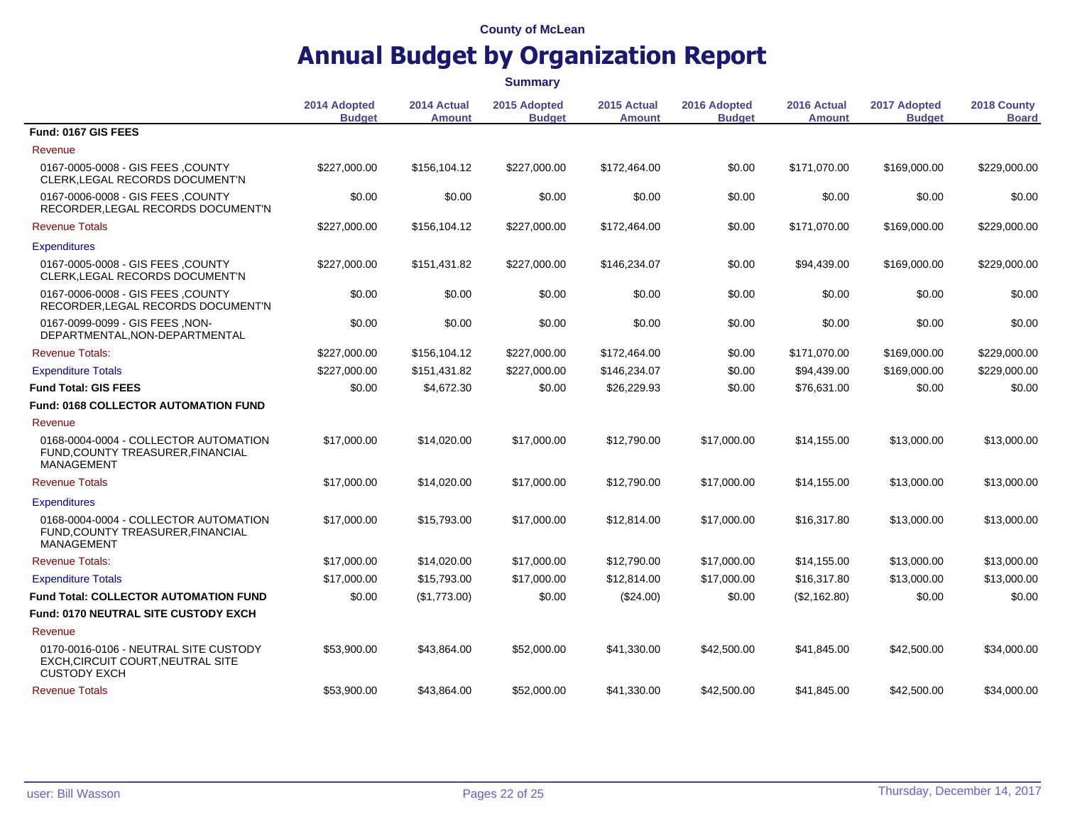County of McLean

# Annual Budget by Organization Report

**Summary**

| | 2014 Adopted Budget | 2014 Actual Amount | 2015 Adopted Budget | 2015 Actual Amount | 2016 Adopted Budget | 2016 Actual Amount | 2017 Adopted Budget | 2018 County Board |
|---|---|---|---|---|---|---|---|---|
| **Fund: 0167 GIS FEES** | | | | | | | | |
| Revenue | | | | | | | | |
| 0167-0005-0008 - GIS FEES ,COUNTY CLERK,LEGAL RECORDS DOCUMENT'N | $227,000.00 | $156,104.12 | $227,000.00 | $172,464.00 | $0.00 | $171,070.00 | $169,000.00 | $229,000.00 |
| 0167-0006-0008 - GIS FEES ,COUNTY RECORDER,LEGAL RECORDS DOCUMENT'N | $0.00 | $0.00 | $0.00 | $0.00 | $0.00 | $0.00 | $0.00 | $0.00 |
| Revenue Totals | $227,000.00 | $156,104.12 | $227,000.00 | $172,464.00 | $0.00 | $171,070.00 | $169,000.00 | $229,000.00 |
| Expenditures | | | | | | | | |
| 0167-0005-0008 - GIS FEES ,COUNTY CLERK,LEGAL RECORDS DOCUMENT'N | $227,000.00 | $151,431.82 | $227,000.00 | $146,234.07 | $0.00 | $94,439.00 | $169,000.00 | $229,000.00 |
| 0167-0006-0008 - GIS FEES ,COUNTY RECORDER,LEGAL RECORDS DOCUMENT'N | $0.00 | $0.00 | $0.00 | $0.00 | $0.00 | $0.00 | $0.00 | $0.00 |
| 0167-0099-0099 - GIS FEES ,NON-DEPARTMENTAL,NON-DEPARTMENTAL | $0.00 | $0.00 | $0.00 | $0.00 | $0.00 | $0.00 | $0.00 | $0.00 |
| Revenue Totals: | $227,000.00 | $156,104.12 | $227,000.00 | $172,464.00 | $0.00 | $171,070.00 | $169,000.00 | $229,000.00 |
| Expenditure Totals | $227,000.00 | $151,431.82 | $227,000.00 | $146,234.07 | $0.00 | $94,439.00 | $169,000.00 | $229,000.00 |
| **Fund Total: GIS FEES** | $0.00 | $4,672.30 | $0.00 | $26,229.93 | $0.00 | $76,631.00 | $0.00 | $0.00 |
| **Fund: 0168 COLLECTOR AUTOMATION FUND** | | | | | | | | |
| Revenue | | | | | | | | |
| 0168-0004-0004 - COLLECTOR AUTOMATION FUND,COUNTY TREASURER,FINANCIAL MANAGEMENT | $17,000.00 | $14,020.00 | $17,000.00 | $12,790.00 | $17,000.00 | $14,155.00 | $13,000.00 | $13,000.00 |
| Revenue Totals | $17,000.00 | $14,020.00 | $17,000.00 | $12,790.00 | $17,000.00 | $14,155.00 | $13,000.00 | $13,000.00 |
| Expenditures | | | | | | | | |
| 0168-0004-0004 - COLLECTOR AUTOMATION FUND,COUNTY TREASURER,FINANCIAL MANAGEMENT | $17,000.00 | $15,793.00 | $17,000.00 | $12,814.00 | $17,000.00 | $16,317.80 | $13,000.00 | $13,000.00 |
| Revenue Totals: | $17,000.00 | $14,020.00 | $17,000.00 | $12,790.00 | $17,000.00 | $14,155.00 | $13,000.00 | $13,000.00 |
| Expenditure Totals | $17,000.00 | $15,793.00 | $17,000.00 | $12,814.00 | $17,000.00 | $16,317.80 | $13,000.00 | $13,000.00 |
| **Fund Total: COLLECTOR AUTOMATION FUND** | $0.00 | ($1,773.00) | $0.00 | ($24.00) | $0.00 | ($2,162.80) | $0.00 | $0.00 |
| **Fund: 0170 NEUTRAL SITE CUSTODY EXCH** | | | | | | | | |
| Revenue | | | | | | | | |
| 0170-0016-0106 - NEUTRAL SITE CUSTODY EXCH,CIRCUIT COURT,NEUTRAL SITE CUSTODY EXCH | $53,900.00 | $43,864.00 | $52,000.00 | $41,330.00 | $42,500.00 | $41,845.00 | $42,500.00 | $34,000.00 |
| Revenue Totals | $53,900.00 | $43,864.00 | $52,000.00 | $41,330.00 | $42,500.00 | $41,845.00 | $42,500.00 | $34,000.00 |

user: Bill Wasson

Thursday, December 14, 2017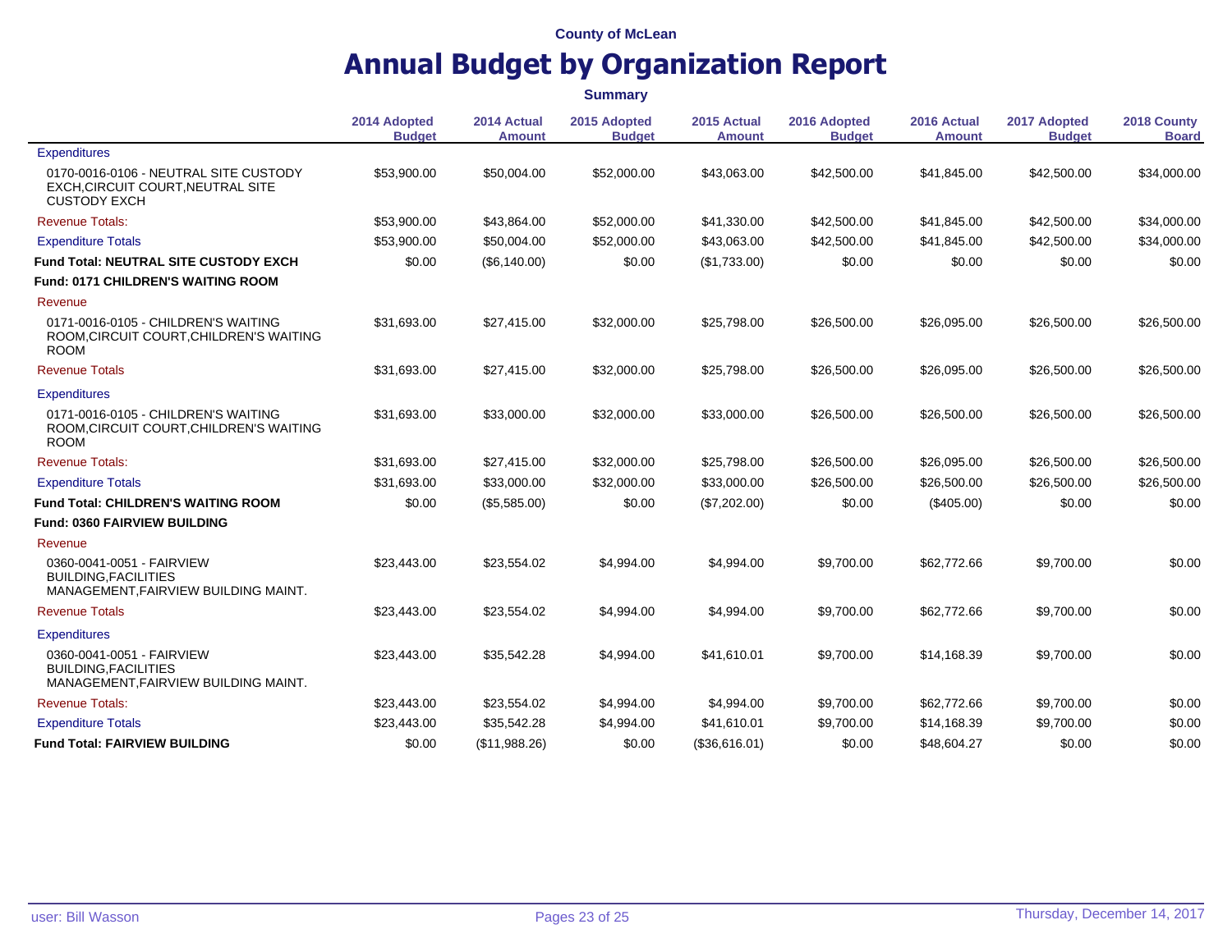County of McLean

# Annual Budget by Organization Report

**Summary**

| | 2014 Adopted Budget | 2014 Actual Amount | 2015 Adopted Budget | 2015 Actual Amount | 2016 Adopted Budget | 2016 Actual Amount | 2017 Adopted Budget | 2018 County Board |
|---|---|---|---|---|---|---|---|---|
| Expenditures | | | | | | | | |
| 0170-0016-0106 - NEUTRAL SITE CUSTODY EXCH,CIRCUIT COURT,NEUTRAL SITE CUSTODY EXCH | $53,900.00 | $50,004.00 | $52,000.00 | $43,063.00 | $42,500.00 | $41,845.00 | $42,500.00 | $34,000.00 |
| Revenue Totals: | $53,900.00 | $43,864.00 | $52,000.00 | $41,330.00 | $42,500.00 | $41,845.00 | $42,500.00 | $34,000.00 |
| Expenditure Totals | $53,900.00 | $50,004.00 | $52,000.00 | $43,063.00 | $42,500.00 | $41,845.00 | $42,500.00 | $34,000.00 |
| **Fund Total: NEUTRAL SITE CUSTODY EXCH** | $0.00 | ($6,140.00) | $0.00 | ($1,733.00) | $0.00 | $0.00 | $0.00 | $0.00 |
| **Fund: 0171 CHILDREN'S WAITING ROOM** | | | | | | | | |
| Revenue | | | | | | | | |
| 0171-0016-0105 - CHILDREN'S WAITING ROOM,CIRCUIT COURT,CHILDREN'S WAITING ROOM | $31,693.00 | $27,415.00 | $32,000.00 | $25,798.00 | $26,500.00 | $26,095.00 | $26,500.00 | $26,500.00 |
| Revenue Totals | $31,693.00 | $27,415.00 | $32,000.00 | $25,798.00 | $26,500.00 | $26,095.00 | $26,500.00 | $26,500.00 |
| Expenditures | | | | | | | | |
| 0171-0016-0105 - CHILDREN'S WAITING ROOM,CIRCUIT COURT,CHILDREN'S WAITING ROOM | $31,693.00 | $33,000.00 | $32,000.00 | $33,000.00 | $26,500.00 | $26,500.00 | $26,500.00 | $26,500.00 |
| Revenue Totals: | $31,693.00 | $27,415.00 | $32,000.00 | $25,798.00 | $26,500.00 | $26,095.00 | $26,500.00 | $26,500.00 |
| Expenditure Totals | $31,693.00 | $33,000.00 | $32,000.00 | $33,000.00 | $26,500.00 | $26,500.00 | $26,500.00 | $26,500.00 |
| **Fund Total: CHILDREN'S WAITING ROOM** | $0.00 | ($5,585.00) | $0.00 | ($7,202.00) | $0.00 | ($405.00) | $0.00 | $0.00 |
| **Fund: 0360 FAIRVIEW BUILDING** | | | | | | | | |
| Revenue | | | | | | | | |
| 0360-0041-0051 - FAIRVIEW BUILDING,FACILITIES MANAGEMENT,FAIRVIEW BUILDING MAINT. | $23,443.00 | $23,554.02 | $4,994.00 | $4,994.00 | $9,700.00 | $62,772.66 | $9,700.00 | $0.00 |
| Revenue Totals | $23,443.00 | $23,554.02 | $4,994.00 | $4,994.00 | $9,700.00 | $62,772.66 | $9,700.00 | $0.00 |
| Expenditures | | | | | | | | |
| 0360-0041-0051 - FAIRVIEW BUILDING,FACILITIES MANAGEMENT,FAIRVIEW BUILDING MAINT. | $23,443.00 | $35,542.28 | $4,994.00 | $41,610.01 | $9,700.00 | $14,168.39 | $9,700.00 | $0.00 |
| Revenue Totals: | $23,443.00 | $23,554.02 | $4,994.00 | $4,994.00 | $9,700.00 | $62,772.66 | $9,700.00 | $0.00 |
| Expenditure Totals | $23,443.00 | $35,542.28 | $4,994.00 | $41,610.01 | $9,700.00 | $14,168.39 | $9,700.00 | $0.00 |
| **Fund Total: FAIRVIEW BUILDING** | $0.00 | ($11,988.26) | $0.00 | ($36,616.01) | $0.00 | $48,604.27 | $0.00 | $0.00 |

user: Bill Wasson

Thursday, December 14, 2017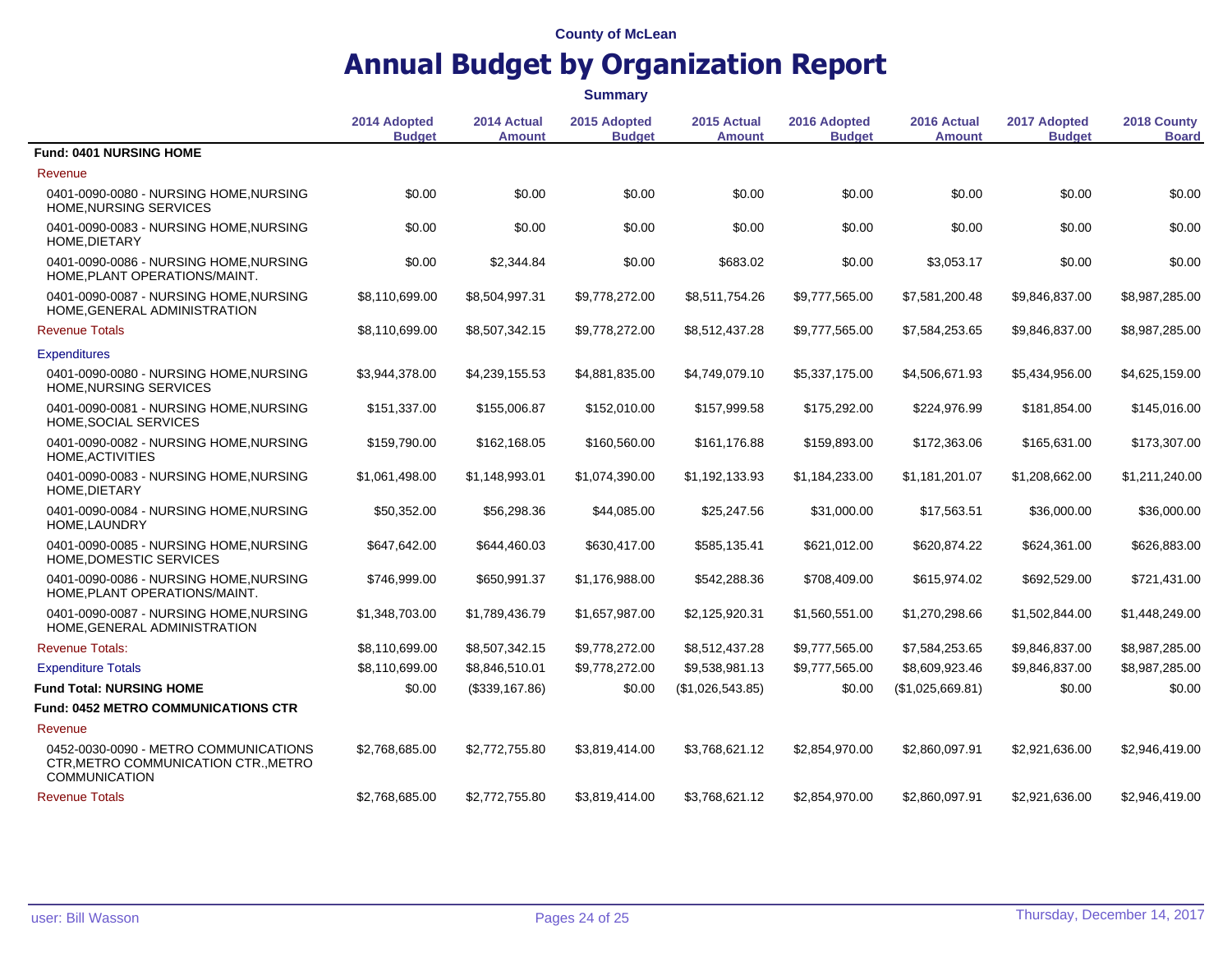County of McLean

# Annual Budget by Organization Report

**Summary**

| | 2014 Adopted Budget | 2014 Actual Amount | 2015 Adopted Budget | 2015 Actual Amount | 2016 Adopted Budget | 2016 Actual Amount | 2017 Adopted Budget | 2018 County Board |
|---|---|---|---|---|---|---|---|---|
| **Fund: 0401 NURSING HOME** | | | | | | | | |
| Revenue | | | | | | | | |
| 0401-0090-0080 - NURSING HOME,NURSING HOME,NURSING SERVICES | $0.00 | $0.00 | $0.00 | $0.00 | $0.00 | $0.00 | $0.00 | $0.00 |
| 0401-0090-0083 - NURSING HOME,NURSING HOME,DIETARY | $0.00 | $0.00 | $0.00 | $0.00 | $0.00 | $0.00 | $0.00 | $0.00 |
| 0401-0090-0086 - NURSING HOME,NURSING HOME,PLANT OPERATIONS/MAINT. | $0.00 | $2,344.84 | $0.00 | $683.02 | $0.00 | $3,053.17 | $0.00 | $0.00 |
| 0401-0090-0087 - NURSING HOME,NURSING HOME,GENERAL ADMINISTRATION | $8,110,699.00 | $8,504,997.31 | $9,778,272.00 | $8,511,754.26 | $9,777,565.00 | $7,581,200.48 | $9,846,837.00 | $8,987,285.00 |
| Revenue Totals | $8,110,699.00 | $8,507,342.15 | $9,778,272.00 | $8,512,437.28 | $9,777,565.00 | $7,584,253.65 | $9,846,837.00 | $8,987,285.00 |
| Expenditures | | | | | | | | |
| 0401-0090-0080 - NURSING HOME,NURSING HOME,NURSING SERVICES | $3,944,378.00 | $4,239,155.53 | $4,881,835.00 | $4,749,079.10 | $5,337,175.00 | $4,506,671.93 | $5,434,956.00 | $4,625,159.00 |
| 0401-0090-0081 - NURSING HOME,NURSING HOME,SOCIAL SERVICES | $151,337.00 | $155,006.87 | $152,010.00 | $157,999.58 | $175,292.00 | $224,976.99 | $181,854.00 | $145,016.00 |
| 0401-0090-0082 - NURSING HOME,NURSING HOME,ACTIVITIES | $159,790.00 | $162,168.05 | $160,560.00 | $161,176.88 | $159,893.00 | $172,363.06 | $165,631.00 | $173,307.00 |
| 0401-0090-0083 - NURSING HOME,NURSING HOME,DIETARY | $1,061,498.00 | $1,148,993.01 | $1,074,390.00 | $1,192,133.93 | $1,184,233.00 | $1,181,201.07 | $1,208,662.00 | $1,211,240.00 |
| 0401-0090-0084 - NURSING HOME,NURSING HOME,LAUNDRY | $50,352.00 | $56,298.36 | $44,085.00 | $25,247.56 | $31,000.00 | $17,563.51 | $36,000.00 | $36,000.00 |
| 0401-0090-0085 - NURSING HOME,NURSING HOME,DOMESTIC SERVICES | $647,642.00 | $644,460.03 | $630,417.00 | $585,135.41 | $621,012.00 | $620,874.22 | $624,361.00 | $626,883.00 |
| 0401-0090-0086 - NURSING HOME,NURSING HOME,PLANT OPERATIONS/MAINT. | $746,999.00 | $650,991.37 | $1,176,988.00 | $542,288.36 | $708,409.00 | $615,974.02 | $692,529.00 | $721,431.00 |
| 0401-0090-0087 - NURSING HOME,NURSING HOME,GENERAL ADMINISTRATION | $1,348,703.00 | $1,789,436.79 | $1,657,987.00 | $2,125,920.31 | $1,560,551.00 | $1,270,298.66 | $1,502,844.00 | $1,448,249.00 |
| Revenue Totals: | $8,110,699.00 | $8,507,342.15 | $9,778,272.00 | $8,512,437.28 | $9,777,565.00 | $7,584,253.65 | $9,846,837.00 | $8,987,285.00 |
| Expenditure Totals | $8,110,699.00 | $8,846,510.01 | $9,778,272.00 | $9,538,981.13 | $9,777,565.00 | $8,609,923.46 | $9,846,837.00 | $8,987,285.00 |
| **Fund Total: NURSING HOME** | $0.00 | ($339,167.86) | $0.00 | ($1,026,543.85) | $0.00 | ($1,025,669.81) | $0.00 | $0.00 |
| **Fund: 0452 METRO COMMUNICATIONS CTR** | | | | | | | | |
| Revenue | | | | | | | | |
| 0452-0030-0090 - METRO COMMUNICATIONS CTR,METRO COMMUNICATION CTR.,METRO COMMUNICATION | $2,768,685.00 | $2,772,755.80 | $3,819,414.00 | $3,768,621.12 | $2,854,970.00 | $2,860,097.91 | $2,921,636.00 | $2,946,419.00 |
| Revenue Totals | $2,768,685.00 | $2,772,755.80 | $3,819,414.00 | $3,768,621.12 | $2,854,970.00 | $2,860,097.91 | $2,921,636.00 | $2,946,419.00 |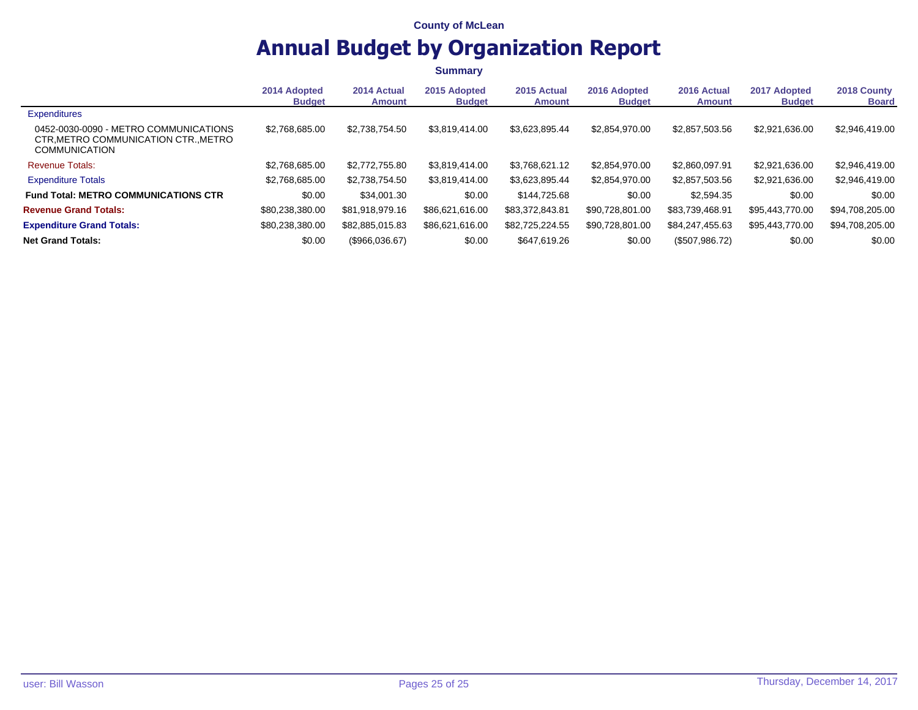County of McLean

# Annual Budget by Organization Report

**Summary**

| | 2014 Adopted Budget | 2014 Actual Amount | 2015 Adopted Budget | 2015 Actual Amount | 2016 Adopted Budget | 2016 Actual Amount | 2017 Adopted Budget | 2018 County Board |
|---|---|---|---|---|---|---|---|---|
| Expenditures | | | | | | | | |
| 0452-0030-0090 - METRO COMMUNICATIONS CTR,METRO COMMUNICATION CTR.,METRO COMMUNICATION | $2,768,685.00 | $2,738,754.50 | $3,819,414.00 | $3,623,895.44 | $2,854,970.00 | $2,857,503.56 | $2,921,636.00 | $2,946,419.00 |
| Revenue Totals: | $2,768,685.00 | $2,772,755.80 | $3,819,414.00 | $3,768,621.12 | $2,854,970.00 | $2,860,097.91 | $2,921,636.00 | $2,946,419.00 |
| Expenditure Totals | $2,768,685.00 | $2,738,754.50 | $3,819,414.00 | $3,623,895.44 | $2,854,970.00 | $2,857,503.56 | $2,921,636.00 | $2,946,419.00 |
| **Fund Total: METRO COMMUNICATIONS CTR** | $0.00 | $34,001.30 | $0.00 | $144,725.68 | $0.00 | $2,594.35 | $0.00 | $0.00 |
| **Revenue Grand Totals:** | $80,238,380.00 | $81,918,979.16 | $86,621,616.00 | $83,372,843.81 | $90,728,801.00 | $83,739,468.91 | $95,443,770.00 | $94,708,205.00 |
| **Expenditure Grand Totals:** | $80,238,380.00 | $82,885,015.83 | $86,621,616.00 | $82,725,224.55 | $90,728,801.00 | $84,247,455.63 | $95,443,770.00 | $94,708,205.00 |
| **Net Grand Totals:** | $0.00 | ($966,036.67) | $0.00 | $647,619.26 | $0.00 | ($507,986.72) | $0.00 | $0.00 |

user: Bill Wasson

Thursday, December 14, 2017